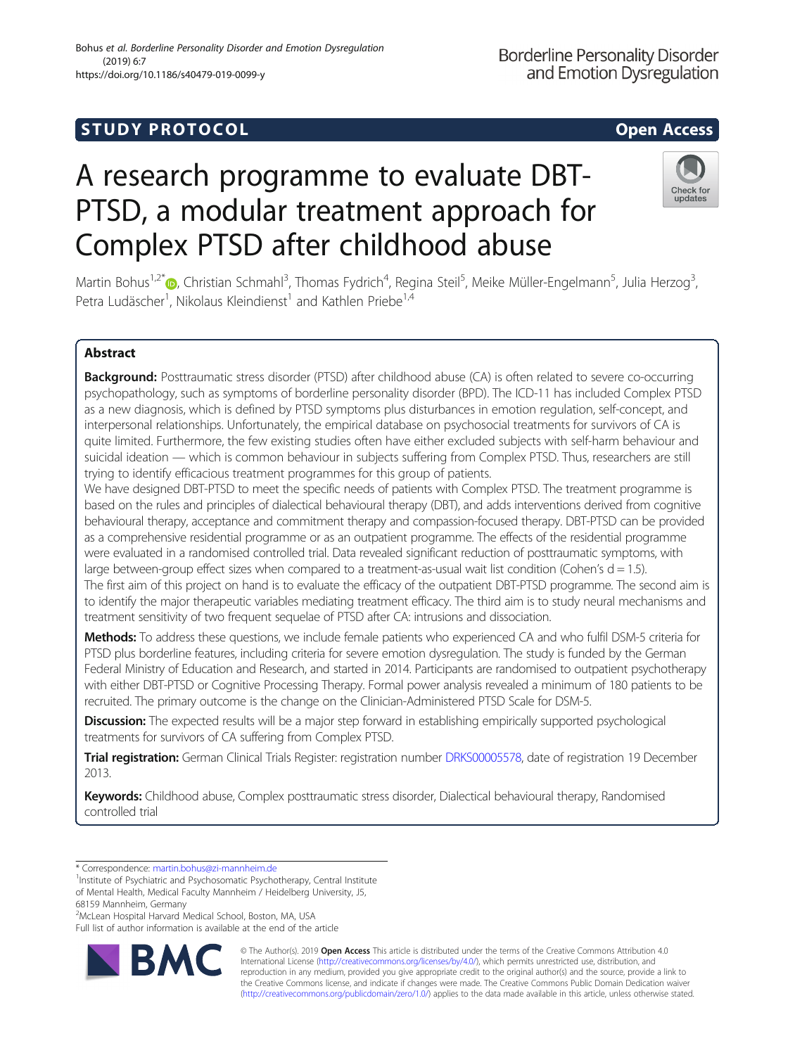STUDY PROTOCOL

Open Access

# A research programme to evaluate DBT-PTSD, a modular treatment approach for Complex PTSD after childhood abuse

Martin Bohus[1,2*], Christian Schmahl[3], Thomas Fydrich[4], Regina Steil[5], Meike Müller-Engelmann[5], Julia Herzog[3], Petra Ludäscher[1], Nikolaus Kleindienst[1] and Kathlen Priebe[1,4]

## Abstract

**Background:** Posttraumatic stress disorder (PTSD) after childhood abuse (CA) is often related to severe co-occurring psychopathology, such as symptoms of borderline personality disorder (BPD). The ICD-11 has included Complex PTSD as a new diagnosis, which is defined by PTSD symptoms plus disturbances in emotion regulation, self-concept, and interpersonal relationships. Unfortunately, the empirical database on psychosocial treatments for survivors of CA is quite limited. Furthermore, the few existing studies often have either excluded subjects with self-harm behaviour and suicidal ideation — which is common behaviour in subjects suffering from Complex PTSD. Thus, researchers are still trying to identify efficacious treatment programmes for this group of patients.

We have designed DBT-PTSD to meet the specific needs of patients with Complex PTSD. The treatment programme is based on the rules and principles of dialectical behavioural therapy (DBT), and adds interventions derived from cognitive behavioural therapy, acceptance and commitment therapy and compassion-focused therapy. DBT-PTSD can be provided as a comprehensive residential programme or as an outpatient programme. The effects of the residential programme were evaluated in a randomised controlled trial. Data revealed significant reduction of posttraumatic symptoms, with large between-group effect sizes when compared to a treatment-as-usual wait list condition (Cohen's d = 1.5).

The first aim of this project on hand is to evaluate the efficacy of the outpatient DBT-PTSD programme. The second aim is to identify the major therapeutic variables mediating treatment efficacy. The third aim is to study neural mechanisms and treatment sensitivity of two frequent sequelae of PTSD after CA: intrusions and dissociation.

**Methods:** To address these questions, we include female patients who experienced CA and who fulfil DSM-5 criteria for PTSD plus borderline features, including criteria for severe emotion dysregulation. The study is funded by the German Federal Ministry of Education and Research, and started in 2014. Participants are randomised to outpatient psychotherapy with either DBT-PTSD or Cognitive Processing Therapy. Formal power analysis revealed a minimum of 180 patients to be recruited. The primary outcome is the change on the Clinician-Administered PTSD Scale for DSM-5.

**Discussion:** The expected results will be a major step forward in establishing empirically supported psychological treatments for survivors of CA suffering from Complex PTSD.

**Trial registration:** German Clinical Trials Register: registration number DRKS00005578, date of registration 19 December 2013.

**Keywords:** Childhood abuse, Complex posttraumatic stress disorder, Dialectical behavioural therapy, Randomised controlled trial

\* Correspondence: martin.bohus@zi-mannheim.de
[1]Institute of Psychiatric and Psychosomatic Psychotherapy, Central Institute of Mental Health, Medical Faculty Mannheim / Heidelberg University, J5, 68159 Mannheim, Germany
[2]McLean Hospital Harvard Medical School, Boston, MA, USA
Full list of author information is available at the end of the article

© The Author(s). 2019 **Open Access** This article is distributed under the terms of the Creative Commons Attribution 4.0 International License (http://creativecommons.org/licenses/by/4.0/), which permits unrestricted use, distribution, and reproduction in any medium, provided you give appropriate credit to the original author(s) and the source, provide a link to the Creative Commons license, and indicate if changes were made. The Creative Commons Public Domain Dedication waiver (http://creativecommons.org/publicdomain/zero/1.0/) applies to the data made available in this article, unless otherwise stated.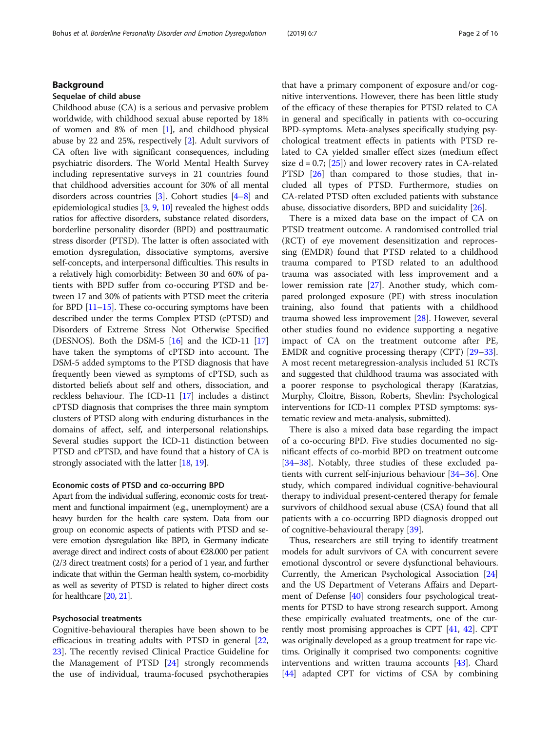## Background

### Sequelae of child abuse

Childhood abuse (CA) is a serious and pervasive problem worldwide, with childhood sexual abuse reported by 18% of women and 8% of men [1], and childhood physical abuse by 22 and 25%, respectively [2]. Adult survivors of CA often live with significant consequences, including psychiatric disorders. The World Mental Health Survey including representative surveys in 21 countries found that childhood adversities account for 30% of all mental disorders across countries [3]. Cohort studies [4–8] and epidemiological studies [3, 9, 10] revealed the highest odds ratios for affective disorders, substance related disorders, borderline personality disorder (BPD) and posttraumatic stress disorder (PTSD). The latter is often associated with emotion dysregulation, dissociative symptoms, aversive self-concepts, and interpersonal difficulties. This results in a relatively high comorbidity: Between 30 and 60% of patients with BPD suffer from co-occuring PTSD and between 17 and 30% of patients with PTSD meet the criteria for BPD [11–15]. These co-occuring symptoms have been described under the terms Complex PTSD (cPTSD) and Disorders of Extreme Stress Not Otherwise Specified (DESNOS). Both the DSM-5 [16] and the ICD-11 [17] have taken the symptoms of cPTSD into account. The DSM-5 added symptoms to the PTSD diagnosis that have frequently been viewed as symptoms of cPTSD, such as distorted beliefs about self and others, dissociation, and reckless behaviour. The ICD-11 [17] includes a distinct cPTSD diagnosis that comprises the three main symptom clusters of PTSD along with enduring disturbances in the domains of affect, self, and interpersonal relationships. Several studies support the ICD-11 distinction between PTSD and cPTSD, and have found that a history of CA is strongly associated with the latter [18, 19].

### Economic costs of PTSD and co-occurring BPD

Apart from the individual suffering, economic costs for treatment and functional impairment (e.g., unemployment) are a heavy burden for the health care system. Data from our group on economic aspects of patients with PTSD and severe emotion dysregulation like BPD, in Germany indicate average direct and indirect costs of about €28.000 per patient (2/3 direct treatment costs) for a period of 1 year, and further indicate that within the German health system, co-morbidity as well as severity of PTSD is related to higher direct costs for healthcare [20, 21].

### Psychosocial treatments

Cognitive-behavioural therapies have been shown to be efficacious in treating adults with PTSD in general [22, 23]. The recently revised Clinical Practice Guideline for the Management of PTSD [24] strongly recommends the use of individual, trauma-focused psychotherapies that have a primary component of exposure and/or cognitive interventions. However, there has been little study of the efficacy of these therapies for PTSD related to CA in general and specifically in patients with co-occuring BPD-symptoms. Meta-analyses specifically studying psychological treatment effects in patients with PTSD related to CA yielded smaller effect sizes (medium effect size d = 0.7; [25]) and lower recovery rates in CA-related PTSD [26] than compared to those studies, that included all types of PTSD. Furthermore, studies on CA-related PTSD often excluded patients with substance abuse, dissociative disorders, BPD and suicidality [26].

There is a mixed data base on the impact of CA on PTSD treatment outcome. A randomised controlled trial (RCT) of eye movement desensitization and reprocessing (EMDR) found that PTSD related to a childhood trauma compared to PTSD related to an adulthood trauma was associated with less improvement and a lower remission rate [27]. Another study, which compared prolonged exposure (PE) with stress inoculation training, also found that patients with a childhood trauma showed less improvement [28]. However, several other studies found no evidence supporting a negative impact of CA on the treatment outcome after PE, EMDR and cognitive processing therapy (CPT) [29–33]. A most recent metaregression-analysis included 51 RCTs and suggested that childhood trauma was associated with a poorer response to psychological therapy (Karatzias, Murphy, Cloitre, Bisson, Roberts, Shevlin: Psychological interventions for ICD-11 complex PTSD symptoms: systematic review and meta-analysis, submitted).

There is also a mixed data base regarding the impact of a co-occuring BPD. Five studies documented no significant effects of co-morbid BPD on treatment outcome [34–38]. Notably, three studies of these excluded patients with current self-injurious behaviour [34–36]. One study, which compared individual cognitive-behavioural therapy to individual present-centered therapy for female survivors of childhood sexual abuse (CSA) found that all patients with a co-occuring BPD diagnosis dropped out of cognitive-behavioural therapy [39].

Thus, researchers are still trying to identify treatment models for adult survivors of CA with concurrent severe emotional dyscontrol or severe dysfunctional behaviours. Currently, the American Psychological Association [24] and the US Department of Veterans Affairs and Department of Defense [40] considers four psychological treatments for PTSD to have strong research support. Among these empirically evaluated treatments, one of the currently most promising approaches is CPT [41, 42]. CPT was originally developed as a group treatment for rape victims. Originally it comprised two components: cognitive interventions and written trauma accounts [43]. Chard [44] adapted CPT for victims of CSA by combining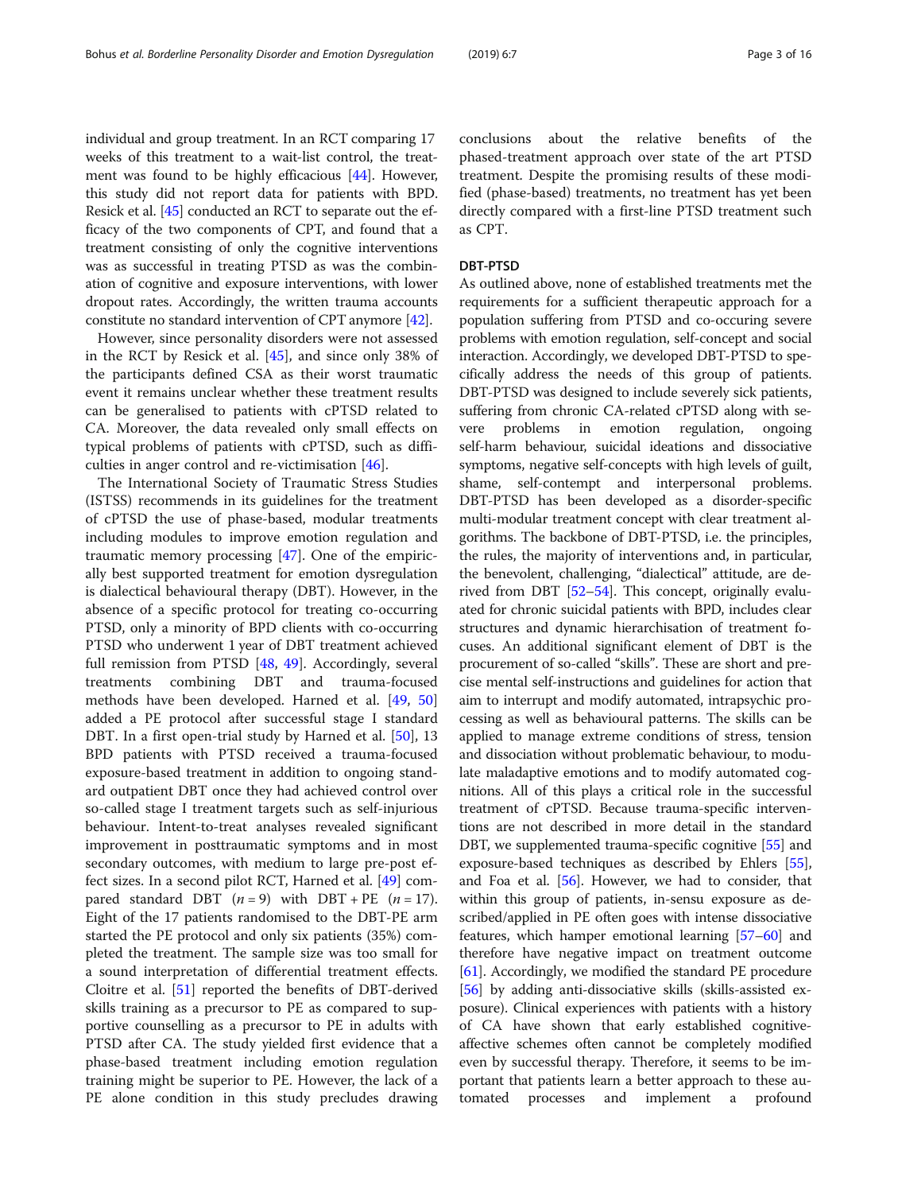individual and group treatment. In an RCT comparing 17 weeks of this treatment to a wait-list control, the treatment was found to be highly efficacious [44]. However, this study did not report data for patients with BPD. Resick et al. [45] conducted an RCT to separate out the efficacy of the two components of CPT, and found that a treatment consisting of only the cognitive interventions was as successful in treating PTSD as was the combination of cognitive and exposure interventions, with lower dropout rates. Accordingly, the written trauma accounts constitute no standard intervention of CPT anymore [42].

However, since personality disorders were not assessed in the RCT by Resick et al. [45], and since only 38% of the participants defined CSA as their worst traumatic event it remains unclear whether these treatment results can be generalised to patients with cPTSD related to CA. Moreover, the data revealed only small effects on typical problems of patients with cPTSD, such as difficulties in anger control and re-victimisation [46].

The International Society of Traumatic Stress Studies (ISTSS) recommends in its guidelines for the treatment of cPTSD the use of phase-based, modular treatments including modules to improve emotion regulation and traumatic memory processing [47]. One of the empirically best supported treatment for emotion dysregulation is dialectical behavioural therapy (DBT). However, in the absence of a specific protocol for treating co-occurring PTSD, only a minority of BPD clients with co-occurring PTSD who underwent 1 year of DBT treatment achieved full remission from PTSD [48, 49]. Accordingly, several treatments combining DBT and trauma-focused methods have been developed. Harned et al. [49, 50] added a PE protocol after successful stage I standard DBT. In a first open-trial study by Harned et al. [50], 13 BPD patients with PTSD received a trauma-focused exposure-based treatment in addition to ongoing standard outpatient DBT once they had achieved control over so-called stage I treatment targets such as self-injurious behaviour. Intent-to-treat analyses revealed significant improvement in posttraumatic symptoms and in most secondary outcomes, with medium to large pre-post effect sizes. In a second pilot RCT, Harned et al. [49] compared standard DBT ($n = 9$) with DBT + PE ($n = 17$). Eight of the 17 patients randomised to the DBT-PE arm started the PE protocol and only six patients (35%) completed the treatment. The sample size was too small for a sound interpretation of differential treatment effects. Cloitre et al. [51] reported the benefits of DBT-derived skills training as a precursor to PE as compared to supportive counselling as a precursor to PE in adults with PTSD after CA. The study yielded first evidence that a phase-based treatment including emotion regulation training might be superior to PE. However, the lack of a PE alone condition in this study precludes drawing conclusions about the relative benefits of the phased-treatment approach over state of the art PTSD treatment. Despite the promising results of these modified (phase-based) treatments, no treatment has yet been directly compared with a first-line PTSD treatment such as CPT.

## DBT-PTSD

As outlined above, none of established treatments met the requirements for a sufficient therapeutic approach for a population suffering from PTSD and co-occuring severe problems with emotion regulation, self-concept and social interaction. Accordingly, we developed DBT-PTSD to specifically address the needs of this group of patients. DBT-PTSD was designed to include severely sick patients, suffering from chronic CA-related cPTSD along with severe problems in emotion regulation, ongoing self-harm behaviour, suicidal ideations and dissociative symptoms, negative self-concepts with high levels of guilt, shame, self-contempt and interpersonal problems. DBT-PTSD has been developed as a disorder-specific multi-modular treatment concept with clear treatment algorithms. The backbone of DBT-PTSD, i.e. the principles, the rules, the majority of interventions and, in particular, the benevolent, challenging, "dialectical" attitude, are derived from DBT [52–54]. This concept, originally evaluated for chronic suicidal patients with BPD, includes clear structures and dynamic hierarchisation of treatment focuses. An additional significant element of DBT is the procurement of so-called "skills". These are short and precise mental self-instructions and guidelines for action that aim to interrupt and modify automated, intrapsychic processing as well as behavioural patterns. The skills can be applied to manage extreme conditions of stress, tension and dissociation without problematic behaviour, to modulate maladaptive emotions and to modify automated cognitions. All of this plays a critical role in the successful treatment of cPTSD. Because trauma-specific interventions are not described in more detail in the standard DBT, we supplemented trauma-specific cognitive [55] and exposure-based techniques as described by Ehlers [55], and Foa et al. [56]. However, we had to consider, that within this group of patients, in-sensu exposure as described/applied in PE often goes with intense dissociative features, which hamper emotional learning [57–60] and therefore have negative impact on treatment outcome [61]. Accordingly, we modified the standard PE procedure [56] by adding anti-dissociative skills (skills-assisted exposure). Clinical experiences with patients with a history of CA have shown that early established cognitive-affective schemes often cannot be completely modified even by successful therapy. Therefore, it seems to be important that patients learn a better approach to these automated processes and implement a profound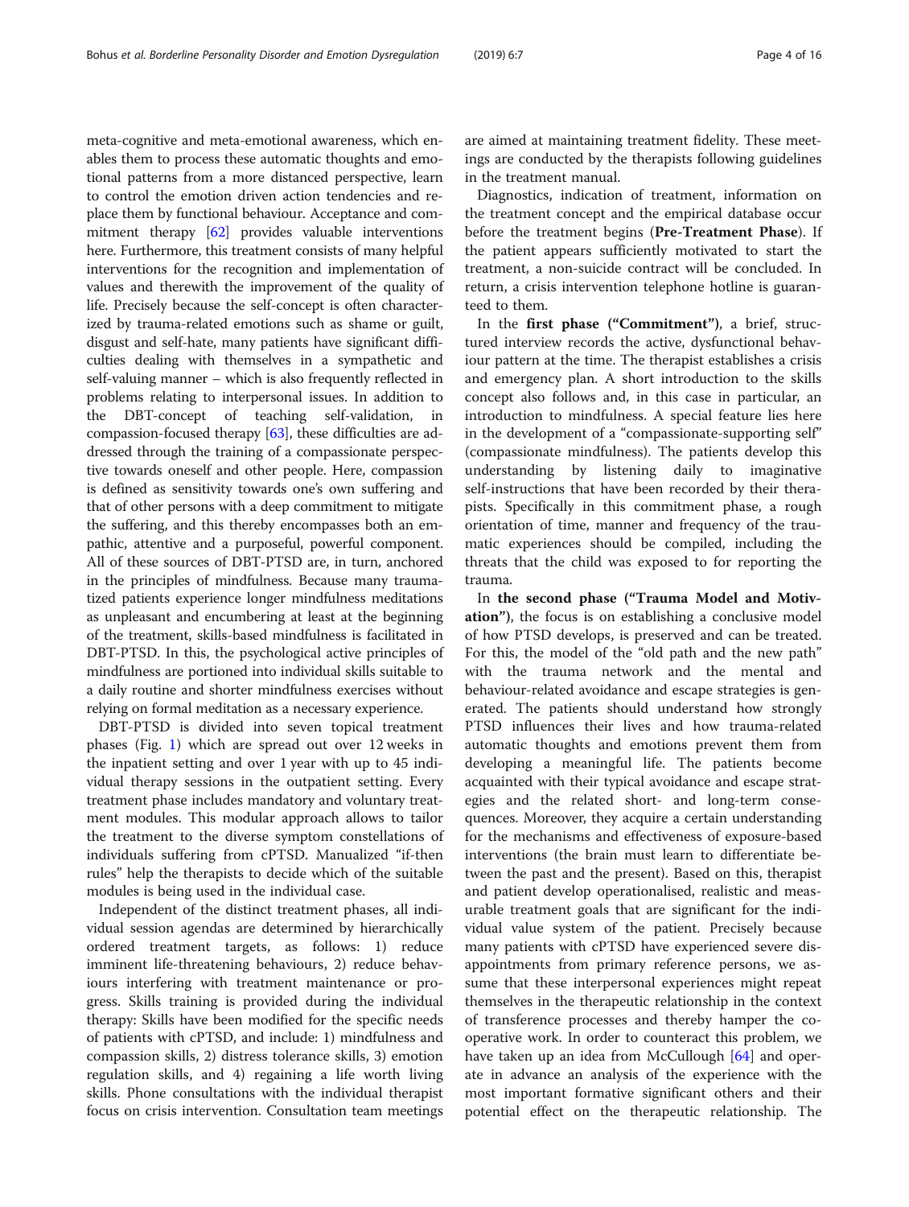meta-cognitive and meta-emotional awareness, which enables them to process these automatic thoughts and emotional patterns from a more distanced perspective, learn to control the emotion driven action tendencies and replace them by functional behaviour. Acceptance and commitment therapy [62] provides valuable interventions here. Furthermore, this treatment consists of many helpful interventions for the recognition and implementation of values and therewith the improvement of the quality of life. Precisely because the self-concept is often characterized by trauma-related emotions such as shame or guilt, disgust and self-hate, many patients have significant difficulties dealing with themselves in a sympathetic and self-valuing manner – which is also frequently reflected in problems relating to interpersonal issues. In addition to the DBT-concept of teaching self-validation, in compassion-focused therapy [63], these difficulties are addressed through the training of a compassionate perspective towards oneself and other people. Here, compassion is defined as sensitivity towards one's own suffering and that of other persons with a deep commitment to mitigate the suffering, and this thereby encompasses both an empathic, attentive and a purposeful, powerful component. All of these sources of DBT-PTSD are, in turn, anchored in the principles of mindfulness. Because many traumatized patients experience longer mindfulness meditations as unpleasant and encumbering at least at the beginning of the treatment, skills-based mindfulness is facilitated in DBT-PTSD. In this, the psychological active principles of mindfulness are portioned into individual skills suitable to a daily routine and shorter mindfulness exercises without relying on formal meditation as a necessary experience.

DBT-PTSD is divided into seven topical treatment phases (Fig. 1) which are spread out over 12 weeks in the inpatient setting and over 1 year with up to 45 individual therapy sessions in the outpatient setting. Every treatment phase includes mandatory and voluntary treatment modules. This modular approach allows to tailor the treatment to the diverse symptom constellations of individuals suffering from cPTSD. Manualized "if-then rules" help the therapists to decide which of the suitable modules is being used in the individual case.

Independent of the distinct treatment phases, all individual session agendas are determined by hierarchically ordered treatment targets, as follows: 1) reduce imminent life-threatening behaviours, 2) reduce behaviours interfering with treatment maintenance or progress. Skills training is provided during the individual therapy: Skills have been modified for the specific needs of patients with cPTSD, and include: 1) mindfulness and compassion skills, 2) distress tolerance skills, 3) emotion regulation skills, and 4) regaining a life worth living skills. Phone consultations with the individual therapist focus on crisis intervention. Consultation team meetings are aimed at maintaining treatment fidelity. These meetings are conducted by the therapists following guidelines in the treatment manual.

Diagnostics, indication of treatment, information on the treatment concept and the empirical database occur before the treatment begins (**Pre-Treatment Phase**). If the patient appears sufficiently motivated to start the treatment, a non-suicide contract will be concluded. In return, a crisis intervention telephone hotline is guaranteed to them.

In the **first phase ("Commitment")**, a brief, structured interview records the active, dysfunctional behaviour pattern at the time. The therapist establishes a crisis and emergency plan. A short introduction to the skills concept also follows and, in this case in particular, an introduction to mindfulness. A special feature lies here in the development of a "compassionate-supporting self" (compassionate mindfulness). The patients develop this understanding by listening daily to imaginative self-instructions that have been recorded by their therapists. Specifically in this commitment phase, a rough orientation of time, manner and frequency of the traumatic experiences should be compiled, including the threats that the child was exposed to for reporting the trauma.

In **the second phase ("Trauma Model and Motivation")**, the focus is on establishing a conclusive model of how PTSD develops, is preserved and can be treated. For this, the model of the "old path and the new path" with the trauma network and the mental and behaviour-related avoidance and escape strategies is generated. The patients should understand how strongly PTSD influences their lives and how trauma-related automatic thoughts and emotions prevent them from developing a meaningful life. The patients become acquainted with their typical avoidance and escape strategies and the related short- and long-term consequences. Moreover, they acquire a certain understanding for the mechanisms and effectiveness of exposure-based interventions (the brain must learn to differentiate between the past and the present). Based on this, therapist and patient develop operationalised, realistic and measurable treatment goals that are significant for the individual value system of the patient. Precisely because many patients with cPTSD have experienced severe disappointments from primary reference persons, we assume that these interpersonal experiences might repeat themselves in the therapeutic relationship in the context of transference processes and thereby hamper the cooperative work. In order to counteract this problem, we have taken up an idea from McCullough [64] and operate in advance an analysis of the experience with the most important formative significant others and their potential effect on the therapeutic relationship. The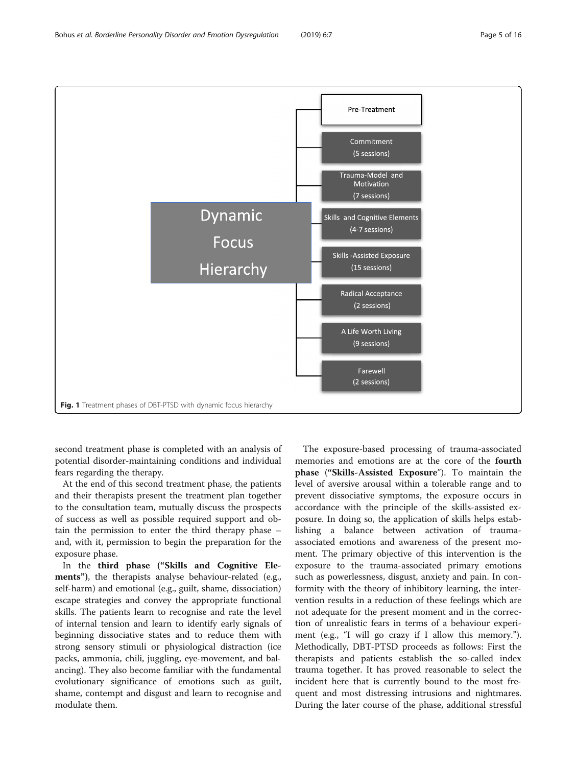Dynamic Focus Hierarchy

Pre-Treatment

Commitment
(5 sessions)

Trauma-Model and Motivation
(7 sessions)

Skills and Cognitive Elements
(4-7 sessions)

Skills -Assisted Exposure
(15 sessions)

Radical Acceptance
(2 sessions)

A Life Worth Living
(9 sessions)

Farewell
(2 sessions)

**Fig. 1** Treatment phases of DBT-PTSD with dynamic focus hierarchy

second treatment phase is completed with an analysis of potential disorder-maintaining conditions and individual fears regarding the therapy.

At the end of this second treatment phase, the patients and their therapists present the treatment plan together to the consultation team, mutually discuss the prospects of success as well as possible required support and obtain the permission to enter the third therapy phase – and, with it, permission to begin the preparation for the exposure phase.

In the **third phase ("Skills and Cognitive Elements")**, the therapists analyse behaviour-related (e.g., self-harm) and emotional (e.g., guilt, shame, dissociation) escape strategies and convey the appropriate functional skills. The patients learn to recognise and rate the level of internal tension and learn to identify early signals of beginning dissociative states and to reduce them with strong sensory stimuli or physiological distraction (ice packs, ammonia, chili, juggling, eye-movement, and balancing). They also become familiar with the fundamental evolutionary significance of emotions such as guilt, shame, contempt and disgust and learn to recognise and modulate them.

The exposure-based processing of trauma-associated memories and emotions are at the core of the **fourth phase** (**"Skills-Assisted Exposure"**). To maintain the level of aversive arousal within a tolerable range and to prevent dissociative symptoms, the exposure occurs in accordance with the principle of the skills-assisted exposure. In doing so, the application of skills helps establishing a balance between activation of trauma-associated emotions and awareness of the present moment. The primary objective of this intervention is the exposure to the trauma-associated primary emotions such as powerlessness, disgust, anxiety and pain. In conformity with the theory of inhibitory learning, the intervention results in a reduction of these feelings which are not adequate for the present moment and in the correction of unrealistic fears in terms of a behaviour experiment (e.g., "I will go crazy if I allow this memory."). Methodically, DBT-PTSD proceeds as follows: First the therapists and patients establish the so-called index trauma together. It has proved reasonable to select the incident here that is currently bound to the most frequent and most distressing intrusions and nightmares. During the later course of the phase, additional stressful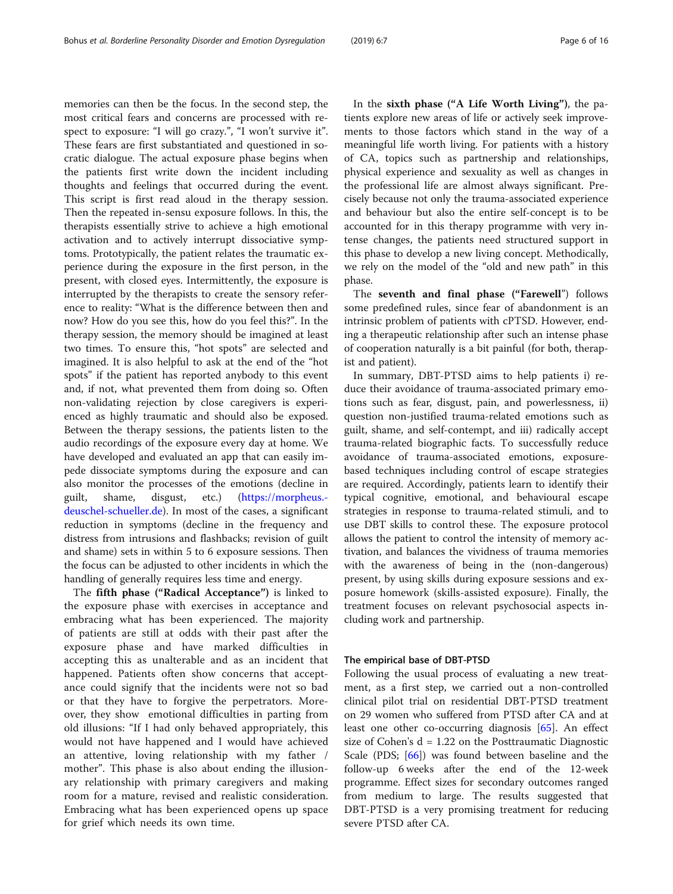memories can then be the focus. In the second step, the most critical fears and concerns are processed with respect to exposure: "I will go crazy.", "I won't survive it". These fears are first substantiated and questioned in socratic dialogue. The actual exposure phase begins when the patients first write down the incident including thoughts and feelings that occurred during the event. This script is first read aloud in the therapy session. Then the repeated in-sensu exposure follows. In this, the therapists essentially strive to achieve a high emotional activation and to actively interrupt dissociative symptoms. Prototypically, the patient relates the traumatic experience during the exposure in the first person, in the present, with closed eyes. Intermittently, the exposure is interrupted by the therapists to create the sensory reference to reality: "What is the difference between then and now? How do you see this, how do you feel this?". In the therapy session, the memory should be imagined at least two times. To ensure this, "hot spots" are selected and imagined. It is also helpful to ask at the end of the "hot spots" if the patient has reported anybody to this event and, if not, what prevented them from doing so. Often non-validating rejection by close caregivers is experienced as highly traumatic and should also be exposed. Between the therapy sessions, the patients listen to the audio recordings of the exposure every day at home. We have developed and evaluated an app that can easily impede dissociate symptoms during the exposure and can also monitor the processes of the emotions (decline in guilt, shame, disgust, etc.) (https://morpheus.-deuschel-schueller.de). In most of the cases, a significant reduction in symptoms (decline in the frequency and distress from intrusions and flashbacks; revision of guilt and shame) sets in within 5 to 6 exposure sessions. Then the focus can be adjusted to other incidents in which the handling of generally requires less time and energy.

The **fifth phase ("Radical Acceptance")** is linked to the exposure phase with exercises in acceptance and embracing what has been experienced. The majority of patients are still at odds with their past after the exposure phase and have marked difficulties in accepting this as unalterable and as an incident that happened. Patients often show concerns that acceptance could signify that the incidents were not so bad or that they have to forgive the perpetrators. Moreover, they show emotional difficulties in parting from old illusions: "If I had only behaved appropriately, this would not have happened and I would have achieved an attentive, loving relationship with my father / mother". This phase is also about ending the illusionary relationship with primary caregivers and making room for a mature, revised and realistic consideration. Embracing what has been experienced opens up space for grief which needs its own time.

In the **sixth phase ("A Life Worth Living")**, the patients explore new areas of life or actively seek improvements to those factors which stand in the way of a meaningful life worth living. For patients with a history of CA, topics such as partnership and relationships, physical experience and sexuality as well as changes in the professional life are almost always significant. Precisely because not only the trauma-associated experience and behaviour but also the entire self-concept is to be accounted for in this therapy programme with very intense changes, the patients need structured support in this phase to develop a new living concept. Methodically, we rely on the model of the "old and new path" in this phase.

The **seventh and final phase ("Farewell"**) follows some predefined rules, since fear of abandonment is an intrinsic problem of patients with cPTSD. However, ending a therapeutic relationship after such an intense phase of cooperation naturally is a bit painful (for both, therapist and patient).

In summary, DBT-PTSD aims to help patients i) reduce their avoidance of trauma-associated primary emotions such as fear, disgust, pain, and powerlessness, ii) question non-justified trauma-related emotions such as guilt, shame, and self-contempt, and iii) radically accept trauma-related biographic facts. To successfully reduce avoidance of trauma-associated emotions, exposure-based techniques including control of escape strategies are required. Accordingly, patients learn to identify their typical cognitive, emotional, and behavioural escape strategies in response to trauma-related stimuli, and to use DBT skills to control these. The exposure protocol allows the patient to control the intensity of memory activation, and balances the vividness of trauma memories with the awareness of being in the (non-dangerous) present, by using skills during exposure sessions and exposure homework (skills-assisted exposure). Finally, the treatment focuses on relevant psychosocial aspects including work and partnership.

### The empirical base of DBT-PTSD

Following the usual process of evaluating a new treatment, as a first step, we carried out a non-controlled clinical pilot trial on residential DBT-PTSD treatment on 29 women who suffered from PTSD after CA and at least one other co-occurring diagnosis [65]. An effect size of Cohen's d = 1.22 on the Posttraumatic Diagnostic Scale (PDS; [66]) was found between baseline and the follow-up 6 weeks after the end of the 12-week programme. Effect sizes for secondary outcomes ranged from medium to large. The results suggested that DBT-PTSD is a very promising treatment for reducing severe PTSD after CA.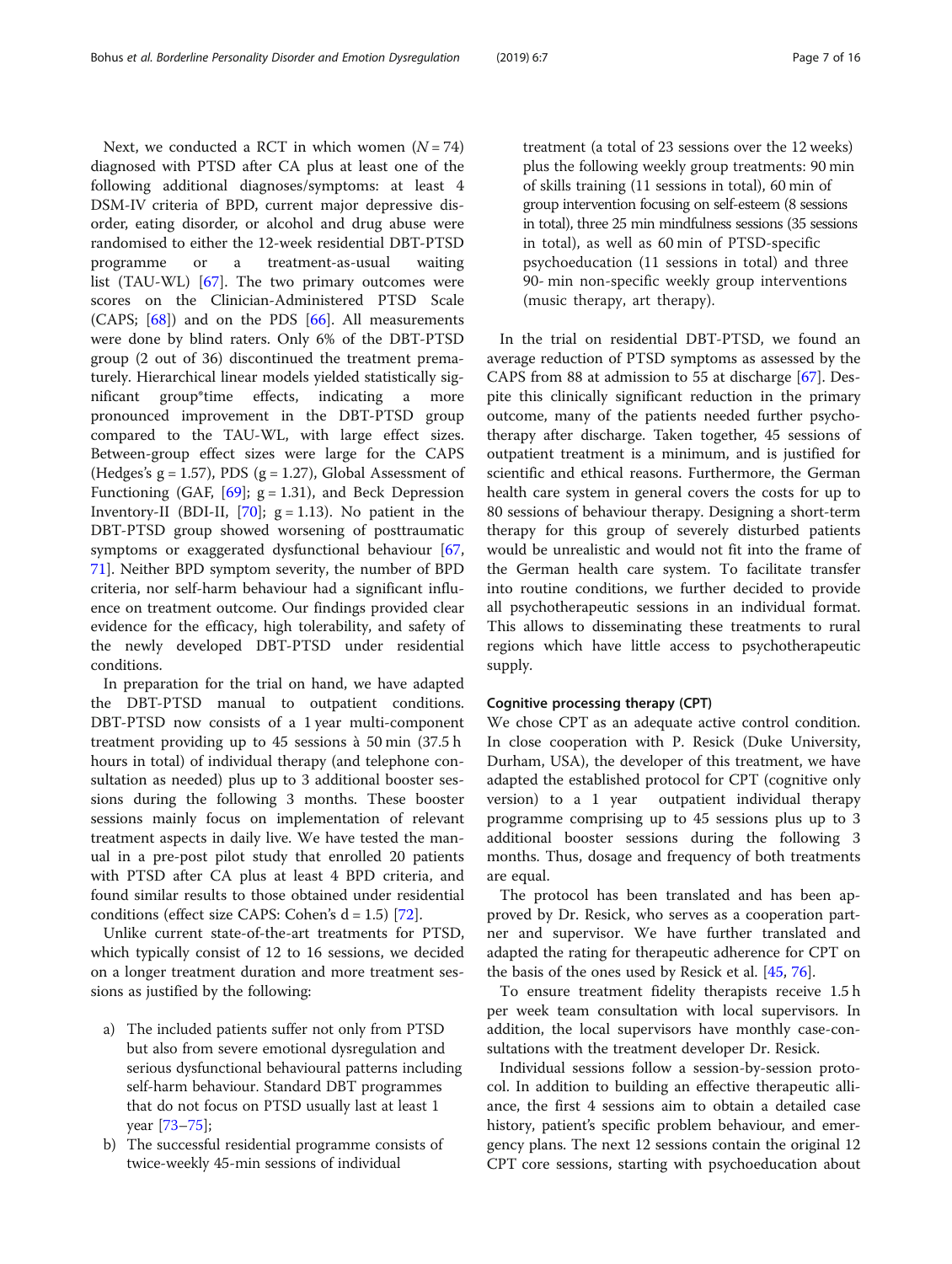Next, we conducted a RCT in which women ($N = 74$) diagnosed with PTSD after CA plus at least one of the following additional diagnoses/symptoms: at least 4 DSM-IV criteria of BPD, current major depressive disorder, eating disorder, or alcohol and drug abuse were randomised to either the 12-week residential DBT-PTSD programme or a treatment-as-usual waiting list (TAU-WL) [67]. The two primary outcomes were scores on the Clinician-Administered PTSD Scale (CAPS; [68]) and on the PDS [66]. All measurements were done by blind raters. Only 6% of the DBT-PTSD group (2 out of 36) discontinued the treatment prematurely. Hierarchical linear models yielded statistically significant group*time effects, indicating a more pronounced improvement in the DBT-PTSD group compared to the TAU-WL, with large effect sizes. Between-group effect sizes were large for the CAPS (Hedges's $g = 1.57$), PDS ($g = 1.27$), Global Assessment of Functioning (GAF, [69]; $g = 1.31$), and Beck Depression Inventory-II (BDI-II, [70]; $g = 1.13$). No patient in the DBT-PTSD group showed worsening of posttraumatic symptoms or exaggerated dysfunctional behaviour [67, 71]. Neither BPD symptom severity, the number of BPD criteria, nor self-harm behaviour had a significant influence on treatment outcome. Our findings provided clear evidence for the efficacy, high tolerability, and safety of the newly developed DBT-PTSD under residential conditions.

In preparation for the trial on hand, we have adapted the DBT-PTSD manual to outpatient conditions. DBT-PTSD now consists of a 1 year multi-component treatment providing up to 45 sessions à 50 min (37.5 h hours in total) of individual therapy (and telephone consultation as needed) plus up to 3 additional booster sessions during the following 3 months. These booster sessions mainly focus on implementation of relevant treatment aspects in daily live. We have tested the manual in a pre-post pilot study that enrolled 20 patients with PTSD after CA plus at least 4 BPD criteria, and found similar results to those obtained under residential conditions (effect size CAPS: Cohen's $d = 1.5$) [72].

Unlike current state-of-the-art treatments for PTSD, which typically consist of 12 to 16 sessions, we decided on a longer treatment duration and more treatment sessions as justified by the following:

a) The included patients suffer not only from PTSD but also from severe emotional dysregulation and serious dysfunctional behavioural patterns including self-harm behaviour. Standard DBT programmes that do not focus on PTSD usually last at least 1 year [73–75];
b) The successful residential programme consists of twice-weekly 45-min sessions of individual treatment (a total of 23 sessions over the 12 weeks) plus the following weekly group treatments: 90 min of skills training (11 sessions in total), 60 min of group intervention focusing on self-esteem (8 sessions in total), three 25 min mindfulness sessions (35 sessions in total), as well as 60 min of PTSD-specific psychoeducation (11 sessions in total) and three 90- min non-specific weekly group interventions (music therapy, art therapy).

In the trial on residential DBT-PTSD, we found an average reduction of PTSD symptoms as assessed by the CAPS from 88 at admission to 55 at discharge [67]. Despite this clinically significant reduction in the primary outcome, many of the patients needed further psychotherapy after discharge. Taken together, 45 sessions of outpatient treatment is a minimum, and is justified for scientific and ethical reasons. Furthermore, the German health care system in general covers the costs for up to 80 sessions of behaviour therapy. Designing a short-term therapy for this group of severely disturbed patients would be unrealistic and would not fit into the frame of the German health care system. To facilitate transfer into routine conditions, we further decided to provide all psychotherapeutic sessions in an individual format. This allows to disseminating these treatments to rural regions which have little access to psychotherapeutic supply.

#### Cognitive processing therapy (CPT)

We chose CPT as an adequate active control condition. In close cooperation with P. Resick (Duke University, Durham, USA), the developer of this treatment, we have adapted the established protocol for CPT (cognitive only version) to a 1 year outpatient individual therapy programme comprising up to 45 sessions plus up to 3 additional booster sessions during the following 3 months. Thus, dosage and frequency of both treatments are equal.

The protocol has been translated and has been approved by Dr. Resick, who serves as a cooperation partner and supervisor. We have further translated and adapted the rating for therapeutic adherence for CPT on the basis of the ones used by Resick et al. [45, 76].

To ensure treatment fidelity therapists receive 1.5 h per week team consultation with local supervisors. In addition, the local supervisors have monthly case-consultations with the treatment developer Dr. Resick.

Individual sessions follow a session-by-session protocol. In addition to building an effective therapeutic alliance, the first 4 sessions aim to obtain a detailed case history, patient's specific problem behaviour, and emergency plans. The next 12 sessions contain the original 12 CPT core sessions, starting with psychoeducation about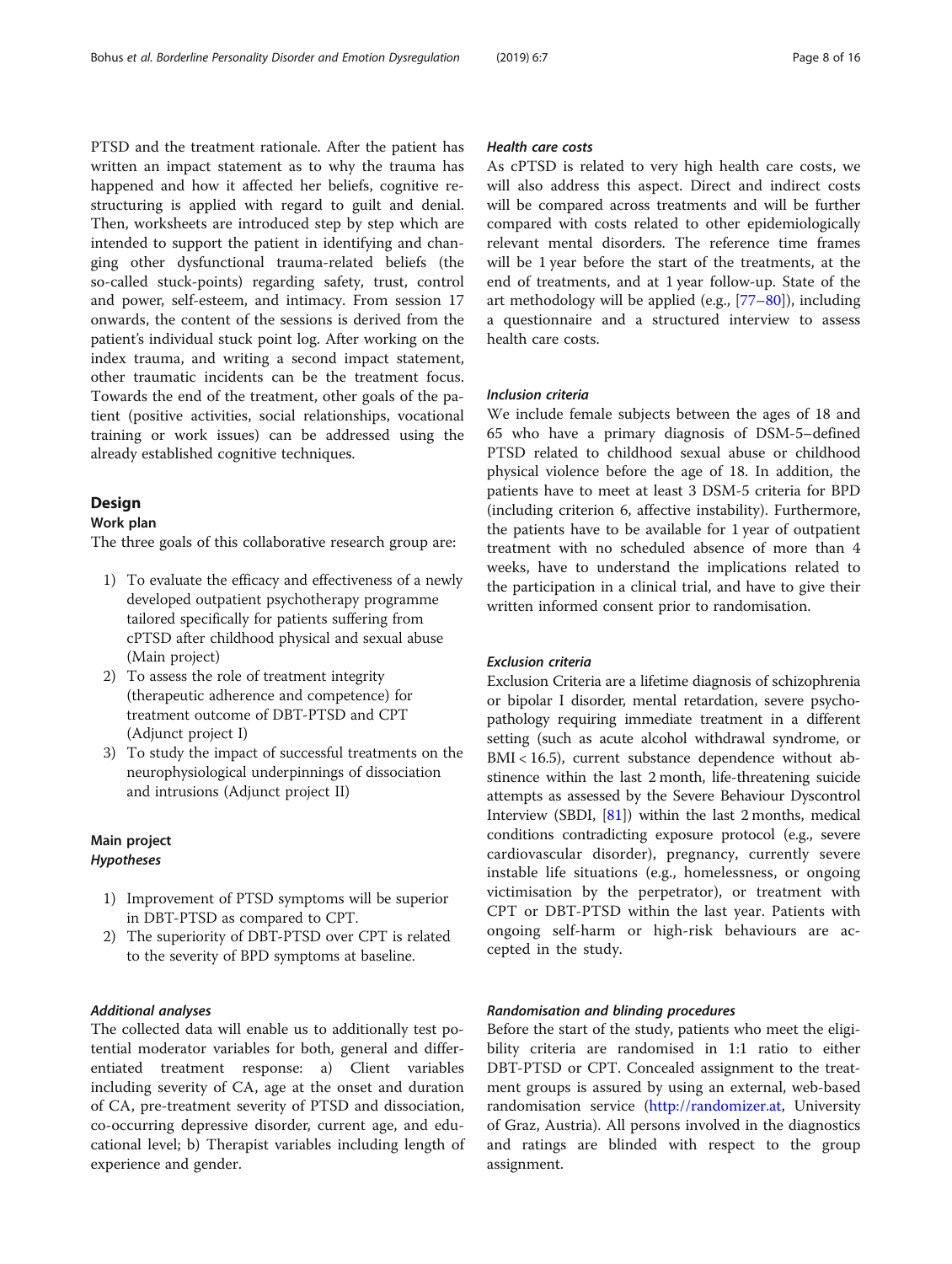PTSD and the treatment rationale. After the patient has written an impact statement as to why the trauma has happened and how it affected her beliefs, cognitive restructuring is applied with regard to guilt and denial. Then, worksheets are introduced step by step which are intended to support the patient in identifying and changing other dysfunctional trauma-related beliefs (the so-called stuck-points) regarding safety, trust, control and power, self-esteem, and intimacy. From session 17 onwards, the content of the sessions is derived from the patient's individual stuck point log. After working on the index trauma, and writing a second impact statement, other traumatic incidents can be the treatment focus. Towards the end of the treatment, other goals of the patient (positive activities, social relationships, vocational training or work issues) can be addressed using the already established cognitive techniques.

## Design

### Work plan

The three goals of this collaborative research group are:

1) To evaluate the efficacy and effectiveness of a newly developed outpatient psychotherapy programme tailored specifically for patients suffering from cPTSD after childhood physical and sexual abuse (Main project)
2) To assess the role of treatment integrity (therapeutic adherence and competence) for treatment outcome of DBT-PTSD and CPT (Adjunct project I)
3) To study the impact of successful treatments on the neurophysiological underpinnings of dissociation and intrusions (Adjunct project II)

### Main project

#### *Hypotheses*

1) Improvement of PTSD symptoms will be superior in DBT-PTSD as compared to CPT.
2) The superiority of DBT-PTSD over CPT is related to the severity of BPD symptoms at baseline.

#### *Additional analyses*

The collected data will enable us to additionally test potential moderator variables for both, general and differentiated treatment response: a) Client variables including severity of CA, age at the onset and duration of CA, pre-treatment severity of PTSD and dissociation, co-occurring depressive disorder, current age, and educational level; b) Therapist variables including length of experience and gender.

#### *Health care costs*

As cPTSD is related to very high health care costs, we will also address this aspect. Direct and indirect costs will be compared across treatments and will be further compared with costs related to other epidemiologically relevant mental disorders. The reference time frames will be 1 year before the start of the treatments, at the end of treatments, and at 1 year follow-up. State of the art methodology will be applied (e.g., [77–80]), including a questionnaire and a structured interview to assess health care costs.

#### *Inclusion criteria*

We include female subjects between the ages of 18 and 65 who have a primary diagnosis of DSM-5–defined PTSD related to childhood sexual abuse or childhood physical violence before the age of 18. In addition, the patients have to meet at least 3 DSM-5 criteria for BPD (including criterion 6, affective instability). Furthermore, the patients have to be available for 1 year of outpatient treatment with no scheduled absence of more than 4 weeks, have to understand the implications related to the participation in a clinical trial, and have to give their written informed consent prior to randomisation.

#### *Exclusion criteria*

Exclusion Criteria are a lifetime diagnosis of schizophrenia or bipolar I disorder, mental retardation, severe psychopathology requiring immediate treatment in a different setting (such as acute alcohol withdrawal syndrome, or BMI < 16.5), current substance dependence without abstinence within the last 2 month, life-threatening suicide attempts as assessed by the Severe Behaviour Dyscontrol Interview (SBDI, [81]) within the last 2 months, medical conditions contradicting exposure protocol (e.g., severe cardiovascular disorder), pregnancy, currently severe instable life situations (e.g., homelessness, or ongoing victimisation by the perpetrator), or treatment with CPT or DBT-PTSD within the last year. Patients with ongoing self-harm or high-risk behaviours are accepted in the study.

#### *Randomisation and blinding procedures*

Before the start of the study, patients who meet the eligibility criteria are randomised in 1:1 ratio to either DBT-PTSD or CPT. Concealed assignment to the treatment groups is assured by using an external, web-based randomisation service (http://randomizer.at, University of Graz, Austria). All persons involved in the diagnostics and ratings are blinded with respect to the group assignment.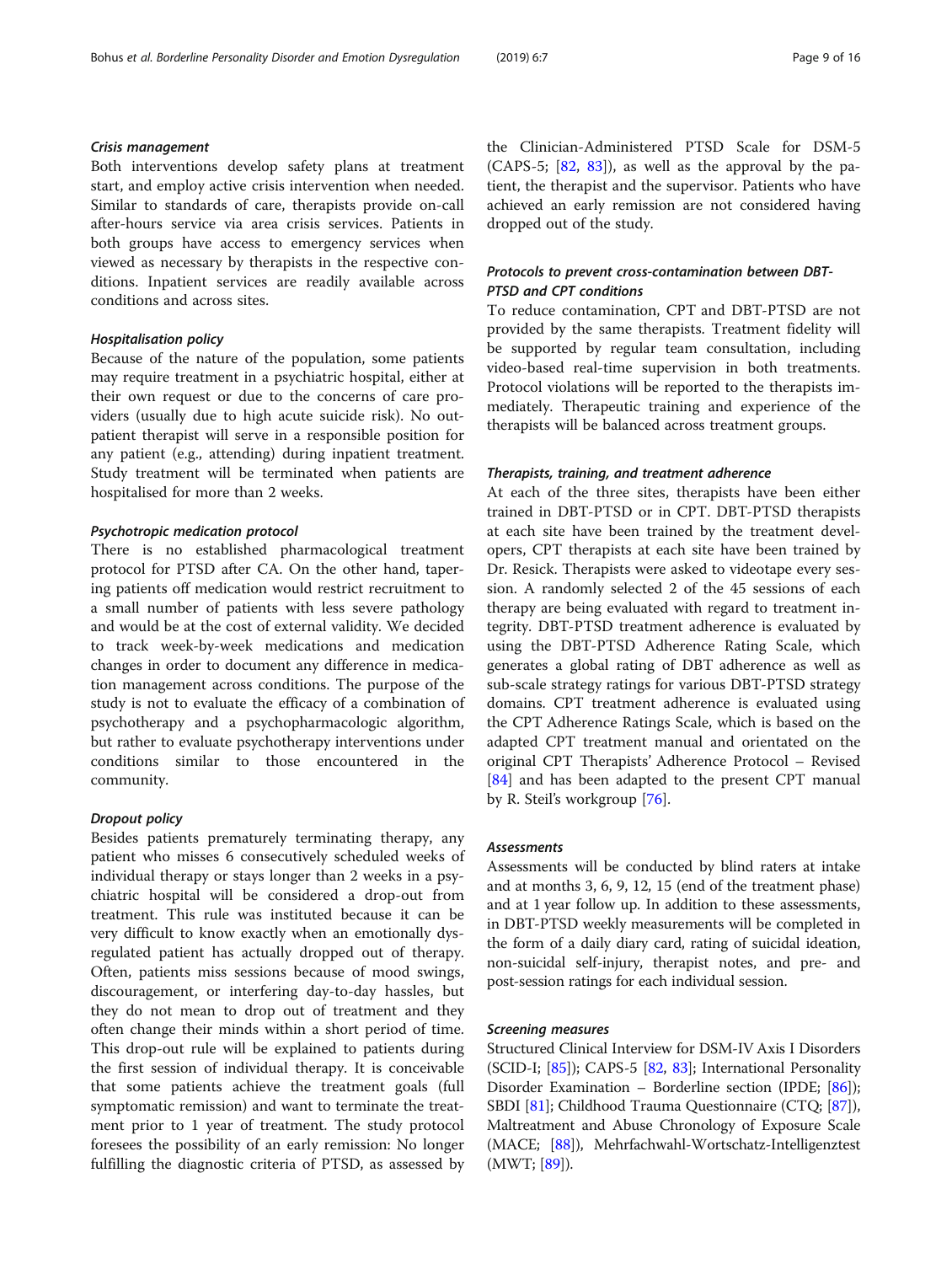#### *Crisis management*

Both interventions develop safety plans at treatment start, and employ active crisis intervention when needed. Similar to standards of care, therapists provide on-call after-hours service via area crisis services. Patients in both groups have access to emergency services when viewed as necessary by therapists in the respective conditions. Inpatient services are readily available across conditions and across sites.

#### *Hospitalisation policy*

Because of the nature of the population, some patients may require treatment in a psychiatric hospital, either at their own request or due to the concerns of care providers (usually due to high acute suicide risk). No outpatient therapist will serve in a responsible position for any patient (e.g., attending) during inpatient treatment. Study treatment will be terminated when patients are hospitalised for more than 2 weeks.

#### *Psychotropic medication protocol*

There is no established pharmacological treatment protocol for PTSD after CA. On the other hand, tapering patients off medication would restrict recruitment to a small number of patients with less severe pathology and would be at the cost of external validity. We decided to track week-by-week medications and medication changes in order to document any difference in medication management across conditions. The purpose of the study is not to evaluate the efficacy of a combination of psychotherapy and a psychopharmacologic algorithm, but rather to evaluate psychotherapy interventions under conditions similar to those encountered in the community.

#### *Dropout policy*

Besides patients prematurely terminating therapy, any patient who misses 6 consecutively scheduled weeks of individual therapy or stays longer than 2 weeks in a psychiatric hospital will be considered a drop-out from treatment. This rule was instituted because it can be very difficult to know exactly when an emotionally dysregulated patient has actually dropped out of therapy. Often, patients miss sessions because of mood swings, discouragement, or interfering day-to-day hassles, but they do not mean to drop out of treatment and they often change their minds within a short period of time. This drop-out rule will be explained to patients during the first session of individual therapy. It is conceivable that some patients achieve the treatment goals (full symptomatic remission) and want to terminate the treatment prior to 1 year of treatment. The study protocol foresees the possibility of an early remission: No longer fulfilling the diagnostic criteria of PTSD, as assessed by the Clinician-Administered PTSD Scale for DSM-5 (CAPS-5; [82, 83]), as well as the approval by the patient, the therapist and the supervisor. Patients who have achieved an early remission are not considered having dropped out of the study.

#### *Protocols to prevent cross-contamination between DBT-PTSD and CPT conditions*

To reduce contamination, CPT and DBT-PTSD are not provided by the same therapists. Treatment fidelity will be supported by regular team consultation, including video-based real-time supervision in both treatments. Protocol violations will be reported to the therapists immediately. Therapeutic training and experience of the therapists will be balanced across treatment groups.

#### *Therapists, training, and treatment adherence*

At each of the three sites, therapists have been either trained in DBT-PTSD or in CPT. DBT-PTSD therapists at each site have been trained by the treatment developers, CPT therapists at each site have been trained by Dr. Resick. Therapists were asked to videotape every session. A randomly selected 2 of the 45 sessions of each therapy are being evaluated with regard to treatment integrity. DBT-PTSD treatment adherence is evaluated by using the DBT-PTSD Adherence Rating Scale, which generates a global rating of DBT adherence as well as sub-scale strategy ratings for various DBT-PTSD strategy domains. CPT treatment adherence is evaluated using the CPT Adherence Ratings Scale, which is based on the adapted CPT treatment manual and orientated on the original CPT Therapists' Adherence Protocol – Revised [84] and has been adapted to the present CPT manual by R. Steil's workgroup [76].

#### *Assessments*

Assessments will be conducted by blind raters at intake and at months 3, 6, 9, 12, 15 (end of the treatment phase) and at 1 year follow up. In addition to these assessments, in DBT-PTSD weekly measurements will be completed in the form of a daily diary card, rating of suicidal ideation, non-suicidal self-injury, therapist notes, and pre- and post-session ratings for each individual session.

#### *Screening measures*

Structured Clinical Interview for DSM-IV Axis I Disorders (SCID-I; [85]); CAPS-5 [82, 83]; International Personality Disorder Examination – Borderline section (IPDE; [86]); SBDI [81]; Childhood Trauma Questionnaire (CTQ; [87]), Maltreatment and Abuse Chronology of Exposure Scale (MACE; [88]), Mehrfachwahl-Wortschatz-Intelligenztest (MWT; [89]).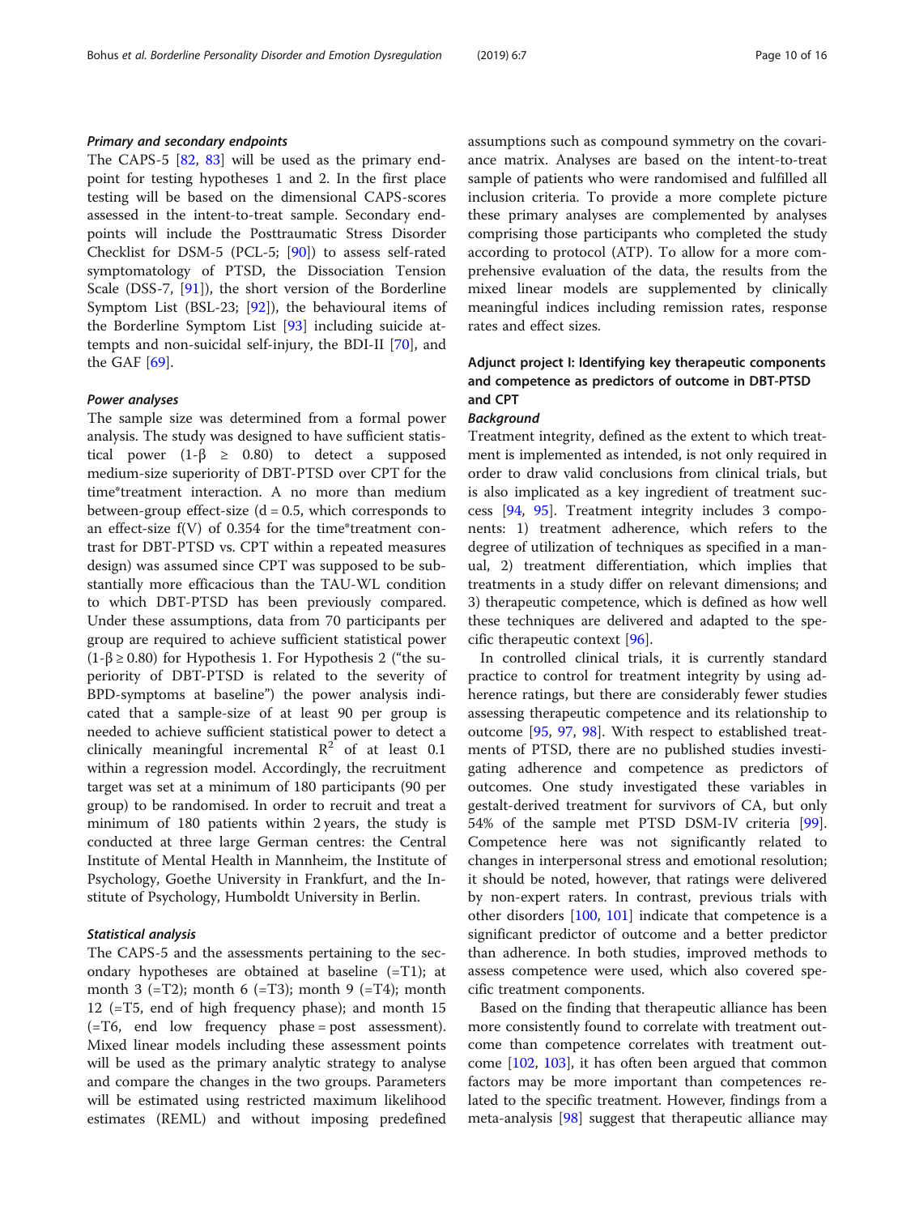#### *Primary and secondary endpoints*

The CAPS-5 [82, 83] will be used as the primary endpoint for testing hypotheses 1 and 2. In the first place testing will be based on the dimensional CAPS-scores assessed in the intent-to-treat sample. Secondary endpoints will include the Posttraumatic Stress Disorder Checklist for DSM-5 (PCL-5; [90]) to assess self-rated symptomatology of PTSD, the Dissociation Tension Scale (DSS-7, [91]), the short version of the Borderline Symptom List (BSL-23; [92]), the behavioural items of the Borderline Symptom List [93] including suicide attempts and non-suicidal self-injury, the BDI-II [70], and the GAF [69].

#### *Power analyses*

The sample size was determined from a formal power analysis. The study was designed to have sufficient statistical power ($1\text{-}\beta \geq 0.80$) to detect a supposed medium-size superiority of DBT-PTSD over CPT for the time*treatment interaction. A no more than medium between-group effect-size ($d = 0.5$, which corresponds to an effect-size $f(V)$ of 0.354 for the time*treatment contrast for DBT-PTSD vs. CPT within a repeated measures design) was assumed since CPT was supposed to be substantially more efficacious than the TAU-WL condition to which DBT-PTSD has been previously compared. Under these assumptions, data from 70 participants per group are required to achieve sufficient statistical power ($1\text{-}\beta \geq 0.80$) for Hypothesis 1. For Hypothesis 2 ("the superiority of DBT-PTSD is related to the severity of BPD-symptoms at baseline") the power analysis indicated that a sample-size of at least 90 per group is needed to achieve sufficient statistical power to detect a clinically meaningful incremental $R^2$ of at least 0.1 within a regression model. Accordingly, the recruitment target was set at a minimum of 180 participants (90 per group) to be randomised. In order to recruit and treat a minimum of 180 patients within 2 years, the study is conducted at three large German centres: the Central Institute of Mental Health in Mannheim, the Institute of Psychology, Goethe University in Frankfurt, and the Institute of Psychology, Humboldt University in Berlin.

#### *Statistical analysis*

The CAPS-5 and the assessments pertaining to the secondary hypotheses are obtained at baseline (=T1); at month 3 (=T2); month 6 (=T3); month 9 (=T4); month 12 (=T5, end of high frequency phase); and month 15 (=T6, end low frequency phase = post assessment). Mixed linear models including these assessment points will be used as the primary analytic strategy to analyse and compare the changes in the two groups. Parameters will be estimated using restricted maximum likelihood estimates (REML) and without imposing predefined assumptions such as compound symmetry on the covariance matrix. Analyses are based on the intent-to-treat sample of patients who were randomised and fulfilled all inclusion criteria. To provide a more complete picture these primary analyses are complemented by analyses comprising those participants who completed the study according to protocol (ATP). To allow for a more comprehensive evaluation of the data, the results from the mixed linear models are supplemented by clinically meaningful indices including remission rates, response rates and effect sizes.

### Adjunct project I: Identifying key therapeutic components and competence as predictors of outcome in DBT-PTSD and CPT

#### *Background*

Treatment integrity, defined as the extent to which treatment is implemented as intended, is not only required in order to draw valid conclusions from clinical trials, but is also implicated as a key ingredient of treatment success [94, 95]. Treatment integrity includes 3 components: 1) treatment adherence, which refers to the degree of utilization of techniques as specified in a manual, 2) treatment differentiation, which implies that treatments in a study differ on relevant dimensions; and 3) therapeutic competence, which is defined as how well these techniques are delivered and adapted to the specific therapeutic context [96].

In controlled clinical trials, it is currently standard practice to control for treatment integrity by using adherence ratings, but there are considerably fewer studies assessing therapeutic competence and its relationship to outcome [95, 97, 98]. With respect to established treatments of PTSD, there are no published studies investigating adherence and competence as predictors of outcomes. One study investigated these variables in gestalt-derived treatment for survivors of CA, but only 54% of the sample met PTSD DSM-IV criteria [99]. Competence here was not significantly related to changes in interpersonal stress and emotional resolution; it should be noted, however, that ratings were delivered by non-expert raters. In contrast, previous trials with other disorders [100, 101] indicate that competence is a significant predictor of outcome and a better predictor than adherence. In both studies, improved methods to assess competence were used, which also covered specific treatment components.

Based on the finding that therapeutic alliance has been more consistently found to correlate with treatment outcome than competence correlates with treatment outcome [102, 103], it has often been argued that common factors may be more important than competences related to the specific treatment. However, findings from a meta-analysis [98] suggest that therapeutic alliance may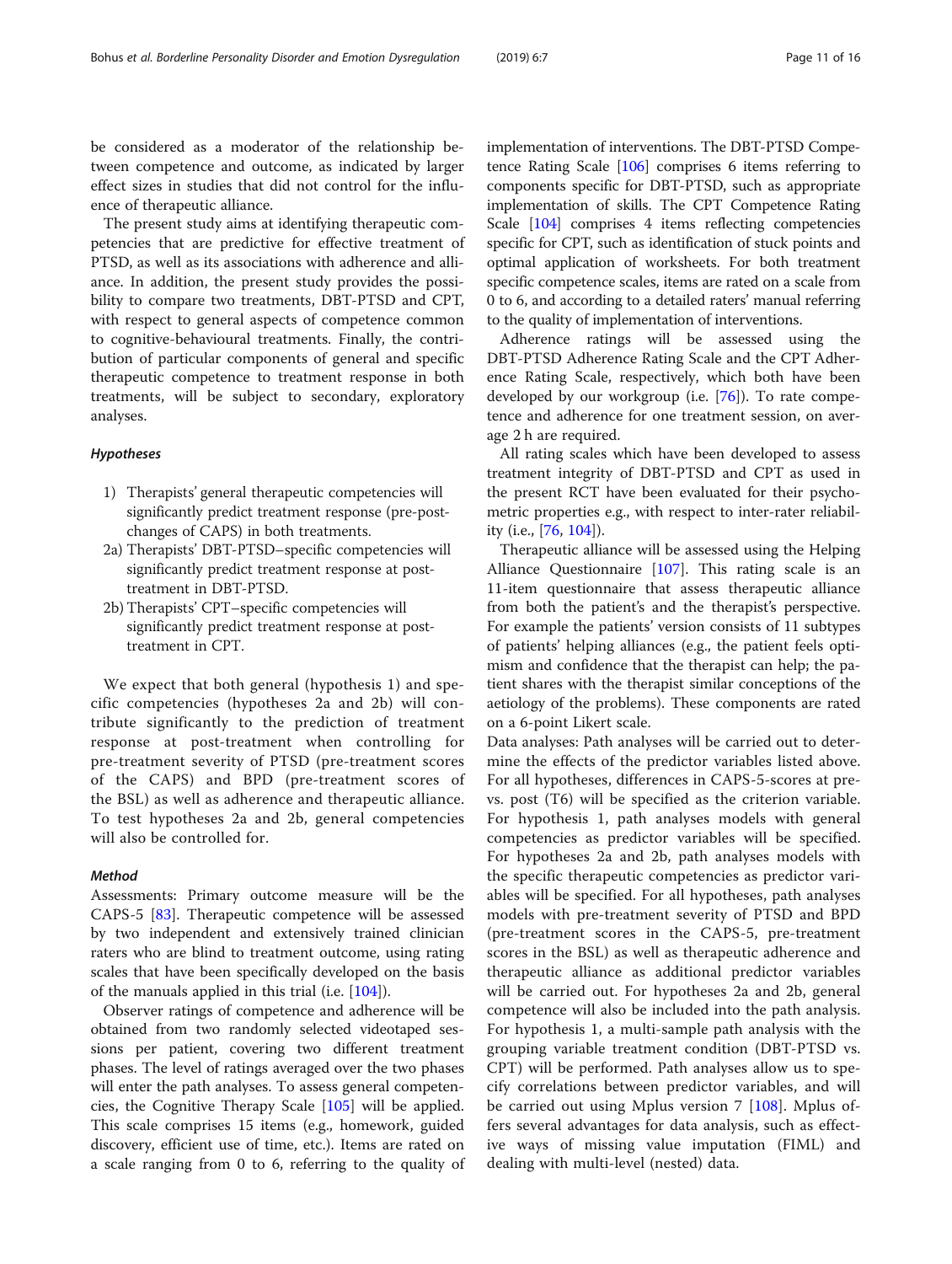be considered as a moderator of the relationship between competence and outcome, as indicated by larger effect sizes in studies that did not control for the influence of therapeutic alliance.

The present study aims at identifying therapeutic competencies that are predictive for effective treatment of PTSD, as well as its associations with adherence and alliance. In addition, the present study provides the possibility to compare two treatments, DBT-PTSD and CPT, with respect to general aspects of competence common to cognitive-behavioural treatments. Finally, the contribution of particular components of general and specific therapeutic competence to treatment response in both treatments, will be subject to secondary, exploratory analyses.

#### *Hypotheses*

1) Therapists' general therapeutic competencies will significantly predict treatment response (pre-post-changes of CAPS) in both treatments.
2a) Therapists' DBT-PTSD–specific competencies will significantly predict treatment response at post-treatment in DBT-PTSD.
2b) Therapists' CPT–specific competencies will significantly predict treatment response at post-treatment in CPT.

We expect that both general (hypothesis 1) and specific competencies (hypotheses 2a and 2b) will contribute significantly to the prediction of treatment response at post-treatment when controlling for pre-treatment severity of PTSD (pre-treatment scores of the CAPS) and BPD (pre-treatment scores of the BSL) as well as adherence and therapeutic alliance. To test hypotheses 2a and 2b, general competencies will also be controlled for.

#### *Method*

Assessments: Primary outcome measure will be the CAPS-5 [83]. Therapeutic competence will be assessed by two independent and extensively trained clinician raters who are blind to treatment outcome, using rating scales that have been specifically developed on the basis of the manuals applied in this trial (i.e. [104]).

Observer ratings of competence and adherence will be obtained from two randomly selected videotaped sessions per patient, covering two different treatment phases. The level of ratings averaged over the two phases will enter the path analyses. To assess general competencies, the Cognitive Therapy Scale [105] will be applied. This scale comprises 15 items (e.g., homework, guided discovery, efficient use of time, etc.). Items are rated on a scale ranging from 0 to 6, referring to the quality of implementation of interventions. The DBT-PTSD Competence Rating Scale [106] comprises 6 items referring to components specific for DBT-PTSD, such as appropriate implementation of skills. The CPT Competence Rating Scale [104] comprises 4 items reflecting competencies specific for CPT, such as identification of stuck points and optimal application of worksheets. For both treatment specific competence scales, items are rated on a scale from 0 to 6, and according to a detailed raters' manual referring to the quality of implementation of interventions.

Adherence ratings will be assessed using the DBT-PTSD Adherence Rating Scale and the CPT Adherence Rating Scale, respectively, which both have been developed by our workgroup (i.e. [76]). To rate competence and adherence for one treatment session, on average 2 h are required.

All rating scales which have been developed to assess treatment integrity of DBT-PTSD and CPT as used in the present RCT have been evaluated for their psychometric properties e.g., with respect to inter-rater reliability (i.e., [76, 104]).

Therapeutic alliance will be assessed using the Helping Alliance Questionnaire [107]. This rating scale is an 11-item questionnaire that assess therapeutic alliance from both the patient's and the therapist's perspective. For example the patients' version consists of 11 subtypes of patients' helping alliances (e.g., the patient feels optimism and confidence that the therapist can help; the patient shares with the therapist similar conceptions of the aetiology of the problems). These components are rated on a 6-point Likert scale.

Data analyses: Path analyses will be carried out to determine the effects of the predictor variables listed above. For all hypotheses, differences in CAPS-5-scores at pre- vs. post (T6) will be specified as the criterion variable. For hypothesis 1, path analyses models with general competencies as predictor variables will be specified. For hypotheses 2a and 2b, path analyses models with the specific therapeutic competencies as predictor variables will be specified. For all hypotheses, path analyses models with pre-treatment severity of PTSD and BPD (pre-treatment scores in the CAPS-5, pre-treatment scores in the BSL) as well as therapeutic adherence and therapeutic alliance as additional predictor variables will be carried out. For hypotheses 2a and 2b, general competence will also be included into the path analysis. For hypothesis 1, a multi-sample path analysis with the grouping variable treatment condition (DBT-PTSD vs. CPT) will be performed. Path analyses allow us to specify correlations between predictor variables, and will be carried out using Mplus version 7 [108]. Mplus offers several advantages for data analysis, such as effective ways of missing value imputation (FIML) and dealing with multi-level (nested) data.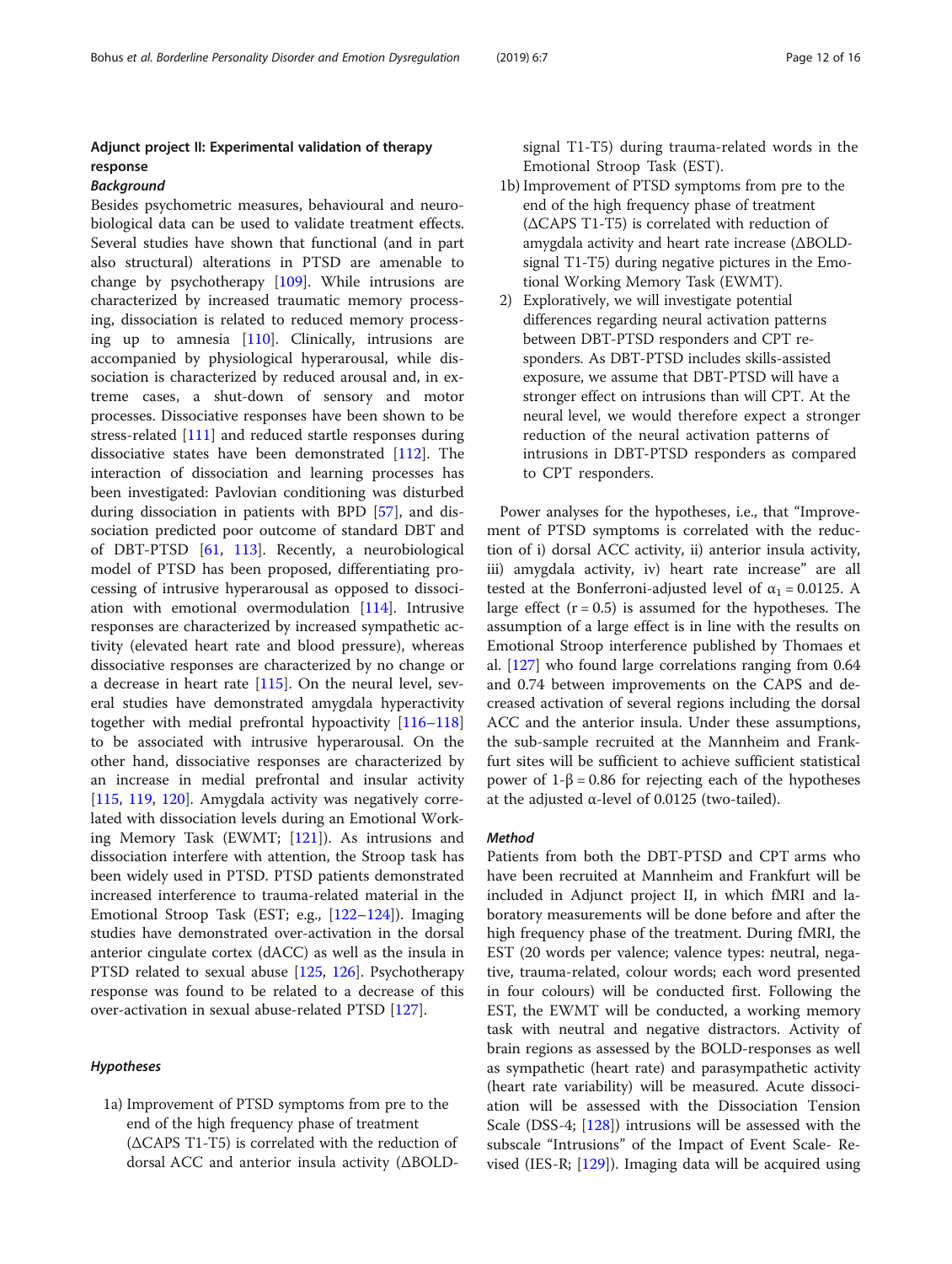## Adjunct project II: Experimental validation of therapy response

### *Background*

Besides psychometric measures, behavioural and neurobiological data can be used to validate treatment effects. Several studies have shown that functional (and in part also structural) alterations in PTSD are amenable to change by psychotherapy [109]. While intrusions are characterized by increased traumatic memory processing, dissociation is related to reduced memory processing up to amnesia [110]. Clinically, intrusions are accompanied by physiological hyperarousal, while dissociation is characterized by reduced arousal and, in extreme cases, a shut-down of sensory and motor processes. Dissociative responses have been shown to be stress-related [111] and reduced startle responses during dissociative states have been demonstrated [112]. The interaction of dissociation and learning processes has been investigated: Pavlovian conditioning was disturbed during dissociation in patients with BPD [57], and dissociation predicted poor outcome of standard DBT and of DBT-PTSD [61, 113]. Recently, a neurobiological model of PTSD has been proposed, differentiating processing of intrusive hyperarousal as opposed to dissociation with emotional overmodulation [114]. Intrusive responses are characterized by increased sympathetic activity (elevated heart rate and blood pressure), whereas dissociative responses are characterized by no change or a decrease in heart rate [115]. On the neural level, several studies have demonstrated amygdala hyperactivity together with medial prefrontal hypoactivity [116–118] to be associated with intrusive hyperarousal. On the other hand, dissociative responses are characterized by an increase in medial prefrontal and insular activity [115, 119, 120]. Amygdala activity was negatively correlated with dissociation levels during an Emotional Working Memory Task (EWMT; [121]). As intrusions and dissociation interfere with attention, the Stroop task has been widely used in PTSD. PTSD patients demonstrated increased interference to trauma-related material in the Emotional Stroop Task (EST; e.g., [122–124]). Imaging studies have demonstrated over-activation in the dorsal anterior cingulate cortex (dACC) as well as the insula in PTSD related to sexual abuse [125, 126]. Psychotherapy response was found to be related to a decrease of this over-activation in sexual abuse-related PTSD [127].

### *Hypotheses*

1a) Improvement of PTSD symptoms from pre to the end of the high frequency phase of treatment (ΔCAPS T1-T5) is correlated with the reduction of dorsal ACC and anterior insula activity (ΔBOLD-signal T1-T5) during trauma-related words in the Emotional Stroop Task (EST).

1b) Improvement of PTSD symptoms from pre to the end of the high frequency phase of treatment (ΔCAPS T1-T5) is correlated with reduction of amygdala activity and heart rate increase (ΔBOLD-signal T1-T5) during negative pictures in the Emotional Working Memory Task (EWMT).

2) Exploratively, we will investigate potential differences regarding neural activation patterns between DBT-PTSD responders and CPT responders. As DBT-PTSD includes skills-assisted exposure, we assume that DBT-PTSD will have a stronger effect on intrusions than will CPT. At the neural level, we would therefore expect a stronger reduction of the neural activation patterns of intrusions in DBT-PTSD responders as compared to CPT responders.

Power analyses for the hypotheses, i.e., that "Improvement of PTSD symptoms is correlated with the reduction of i) dorsal ACC activity, ii) anterior insula activity, iii) amygdala activity, iv) heart rate increase" are all tested at the Bonferroni-adjusted level of $\alpha_1 = 0.0125$. A large effect ($r = 0.5$) is assumed for the hypotheses. The assumption of a large effect is in line with the results on Emotional Stroop interference published by Thomaes et al. [127] who found large correlations ranging from 0.64 and 0.74 between improvements on the CAPS and decreased activation of several regions including the dorsal ACC and the anterior insula. Under these assumptions, the sub-sample recruited at the Mannheim and Frankfurt sites will be sufficient to achieve sufficient statistical power of $1-\beta = 0.86$ for rejecting each of the hypotheses at the adjusted α-level of 0.0125 (two-tailed).

### *Method*

Patients from both the DBT-PTSD and CPT arms who have been recruited at Mannheim and Frankfurt will be included in Adjunct project II, in which fMRI and laboratory measurements will be done before and after the high frequency phase of the treatment. During fMRI, the EST (20 words per valence; valence types: neutral, negative, trauma-related, colour words; each word presented in four colours) will be conducted first. Following the EST, the EWMT will be conducted, a working memory task with neutral and negative distractors. Activity of brain regions as assessed by the BOLD-responses as well as sympathetic (heart rate) and parasympathetic activity (heart rate variability) will be measured. Acute dissociation will be assessed with the Dissociation Tension Scale (DSS-4; [128]) intrusions will be assessed with the subscale "Intrusions" of the Impact of Event Scale- Revised (IES-R; [129]). Imaging data will be acquired using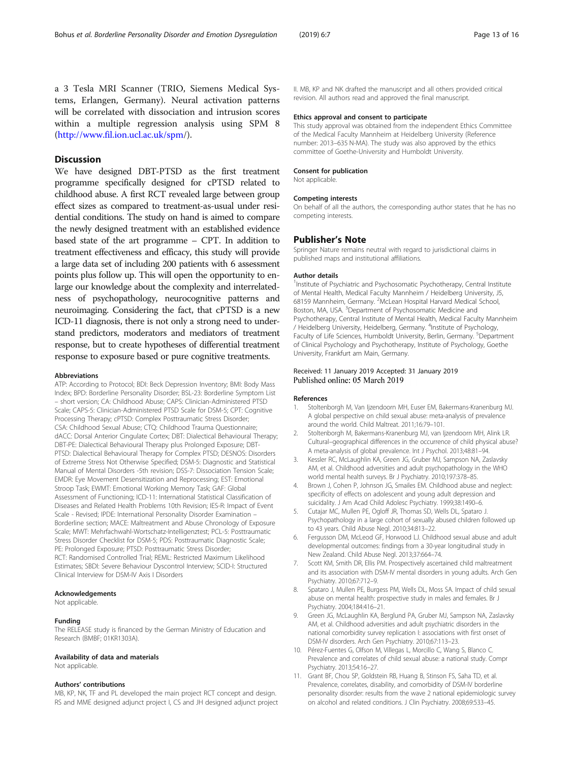a 3 Tesla MRI Scanner (TRIO, Siemens Medical Systems, Erlangen, Germany). Neural activation patterns will be correlated with dissociation and intrusion scores within a multiple regression analysis using SPM 8 (http://www.fil.ion.ucl.ac.uk/spm/).

## Discussion

We have designed DBT-PTSD as the first treatment programme specifically designed for cPTSD related to childhood abuse. A first RCT revealed large between group effect sizes as compared to treatment-as-usual under residential conditions. The study on hand is aimed to compare the newly designed treatment with an established evidence based state of the art programme – CPT. In addition to treatment effectiveness and efficacy, this study will provide a large data set of including 200 patients with 6 assessment points plus follow up. This will open the opportunity to enlarge our knowledge about the complexity and interrelatedness of psychopathology, neurocognitive patterns and neuroimaging. Considering the fact, that cPTSD is a new ICD-11 diagnosis, there is not only a strong need to understand predictors, moderators and mediators of treatment response, but to create hypotheses of differential treatment response to exposure based or pure cognitive treatments.

### Abbreviations

ATP: According to Protocol; BDI: Beck Depression Inventory; BMI: Body Mass Index; BPD: Borderline Personality Disorder; BSL-23: Borderline Symptom List – short version; CA: Childhood Abuse; CAPS: Clinician-Administered PTSD Scale; CAPS-5: Clinician-Administered PTSD Scale for DSM-5; CPT: Cognitive Processing Therapy; cPTSD: Complex Posttraumatic Stress Disorder; CSA: Childhood Sexual Abuse; CTQ: Childhood Trauma Questionnaire; dACC: Dorsal Anterior Cingulate Cortex; DBT: Dialectical Behavioural Therapy; DBT-PE: Dialectical Behavioural Therapy plus Prolonged Exposure; DBT-PTSD: Dialectical Behavioural Therapy for Complex PTSD; DESNOS: Disorders of Extreme Stress Not Otherwise Specified; DSM-5: Diagnostic and Statistical Manual of Mental Disorders -5th revision; DSS-7: Dissociation Tension Scale; EMDR: Eye Movement Desensitization and Reprocessing; EST: Emotional Stroop Task; EWMT: Emotional Working Memory Task; GAF: Global Assessment of Functioning; ICD-11: International Statistical Classification of Diseases and Related Health Problems 10th Revision; IES-R: Impact of Event Scale - Revised; IPDE: International Personality Disorder Examination – Borderline section; MACE: Maltreatment and Abuse Chronology of Exposure Scale; MWT: Mehrfachwahl-Wortschatz-Intelligenztest; PCL-5: Posttraumatic Stress Disorder Checklist for DSM-5; PDS: Posttraumatic Diagnostic Scale; PE: Prolonged Exposure; PTSD: Posttraumatic Stress Disorder; RCT: Randomised Controlled Trial; REML: Restricted Maximum Likelihood Estimates; SBDI: Severe Behaviour Dyscontrol Interview; SCID-I: Structured Clinical Interview for DSM-IV Axis I Disorders

### Acknowledgements

Not applicable.

### Funding

The RELEASE study is financed by the German Ministry of Education and Research (BMBF; 01KR1303A).

### Availability of data and materials

Not applicable.

### Authors' contributions

MB, KP, NK, TF and PL developed the main project RCT concept and design. RS and MME designed adjunct project I, CS and JH designed adjunct project II. MB, KP and NK drafted the manuscript and all others provided critical revision. All authors read and approved the final manuscript.

### Ethics approval and consent to participate

This study approval was obtained from the independent Ethics Committee of the Medical Faculty Mannheim at Heidelberg University (Reference number: 2013–635 N-MA). The study was also approved by the ethics committee of Goethe-University and Humboldt University.

### Consent for publication

Not applicable.

### Competing interests

On behalf of all the authors, the corresponding author states that he has no competing interests.

## Publisher's Note

Springer Nature remains neutral with regard to jurisdictional claims in published maps and institutional affiliations.

### Author details

[1]Institute of Psychiatric and Psychosomatic Psychotherapy, Central Institute of Mental Health, Medical Faculty Mannheim / Heidelberg University, J5, 68159 Mannheim, Germany. [2]McLean Hospital Harvard Medical School, Boston, MA, USA. [3]Department of Psychosomatic Medicine and Psychotherapy, Central Institute of Mental Health, Medical Faculty Mannheim / Heidelberg University, Heidelberg, Germany. [4]Institute of Psychology, Faculty of Life Sciences, Humboldt University, Berlin, Germany. [5]Department of Clinical Psychology and Psychotherapy, Institute of Psychology, Goethe University, Frankfurt am Main, Germany.

Received: 11 January 2019 Accepted: 31 January 2019
Published online: 05 March 2019

### References

1. Stoltenborgh M, Van Ijzendoorn MH, Euser EM, Bakermans-Kranenburg MJ. A global perspective on child sexual abuse: meta-analysis of prevalence around the world. Child Maltreat. 2011;16:79–101.
2. Stoltenborgh M, Bakermans-Kranenburg MJ, van Ijzendoorn MH, Alink LR. Cultural–geographical differences in the occurrence of child physical abuse? A meta-analysis of global prevalence. Int J Psychol. 2013;48:81–94.
3. Kessler RC, McLaughlin KA, Green JG, Gruber MJ, Sampson NA, Zaslavsky AM, et al. Childhood adversities and adult psychopathology in the WHO world mental health surveys. Br J Psychiatry. 2010;197:378–85.
4. Brown J, Cohen P, Johnson JG, Smailes EM. Childhood abuse and neglect: specificity of effects on adolescent and young adult depression and suicidality. J Am Acad Child Adolesc Psychiatry. 1999;38:1490–6.
5. Cutajar MC, Mullen PE, Ogloff JR, Thomas SD, Wells DL, Spataro J. Psychopathology in a large cohort of sexually abused children followed up to 43 years. Child Abuse Negl. 2010;34:813–22.
6. Fergusson DM, McLeod GF, Horwood LJ. Childhood sexual abuse and adult developmental outcomes: findings from a 30-year longitudinal study in New Zealand. Child Abuse Negl. 2013;37:664–74.
7. Scott KM, Smith DR, Ellis PM. Prospectively ascertained child maltreatment and its association with DSM-IV mental disorders in young adults. Arch Gen Psychiatry. 2010;67:712–9.
8. Spataro J, Mullen PE, Burgess PM, Wells DL, Moss SA. Impact of child sexual abuse on mental health: prospective study in males and females. Br J Psychiatry. 2004;184:416–21.
9. Green JG, McLaughlin KA, Berglund PA, Gruber MJ, Sampson NA, Zaslavsky AM, et al. Childhood adversities and adult psychiatric disorders in the national comorbidity survey replication I: associations with first onset of DSM-IV disorders. Arch Gen Psychiatry. 2010;67:113–23.
10. Pérez-Fuentes G, Olfson M, Villegas L, Morcillo C, Wang S, Blanco C. Prevalence and correlates of child sexual abuse: a national study. Compr Psychiatry. 2013;54:16–27.
11. Grant BF, Chou SP, Goldstein RB, Huang B, Stinson FS, Saha TD, et al. Prevalence, correlates, disability, and comorbidity of DSM-IV borderline personality disorder: results from the wave 2 national epidemiologic survey on alcohol and related conditions. J Clin Psychiatry. 2008;69:533–45.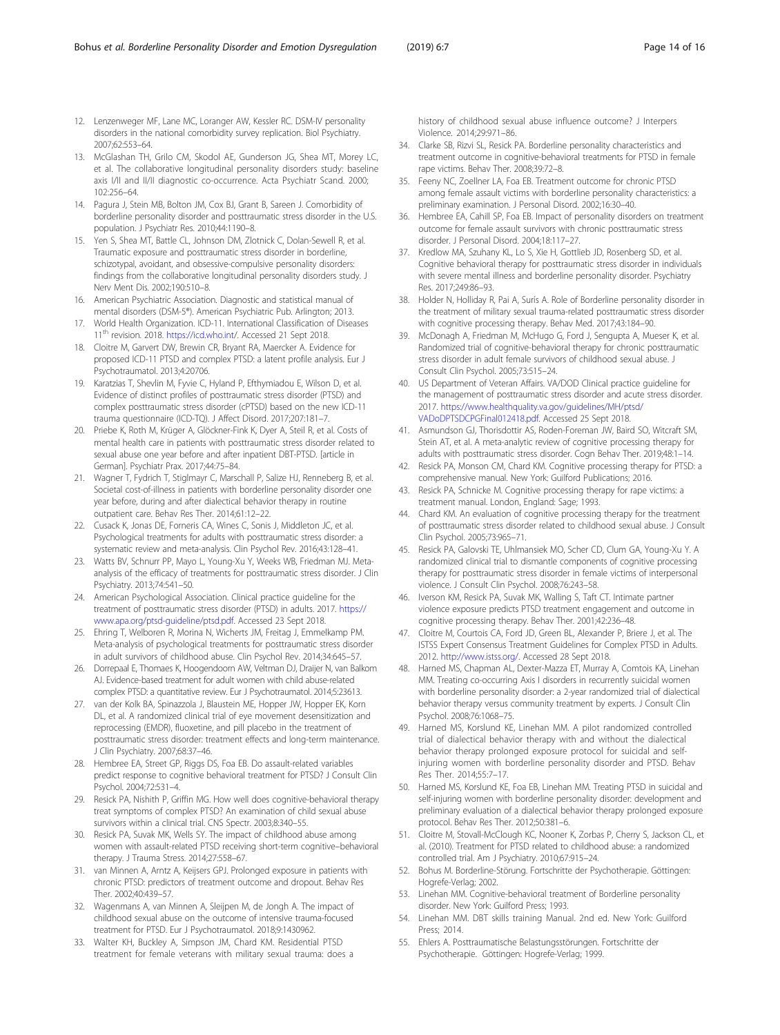12. Lenzenweger MF, Lane MC, Loranger AW, Kessler RC. DSM-IV personality disorders in the national comorbidity survey replication. Biol Psychiatry. 2007;62:553–64.
13. McGlashan TH, Grilo CM, Skodol AE, Gunderson JG, Shea MT, Morey LC, et al. The collaborative longitudinal personality disorders study: baseline axis I/II and II/II diagnostic co-occurrence. Acta Psychiatr Scand. 2000; 102:256–64.
14. Pagura J, Stein MB, Bolton JM, Cox BJ, Grant B, Sareen J. Comorbidity of borderline personality disorder and posttraumatic stress disorder in the U.S. population. J Psychiatr Res. 2010;44:1190–8.
15. Yen S, Shea MT, Battle CL, Johnson DM, Zlotnick C, Dolan-Sewell R, et al. Traumatic exposure and posttraumatic stress disorder in borderline, schizotypal, avoidant, and obsessive-compulsive personality disorders: findings from the collaborative longitudinal personality disorders study. J Nerv Ment Dis. 2002;190:510–8.
16. American Psychiatric Association. Diagnostic and statistical manual of mental disorders (DSM-5®). American Psychiatric Pub. Arlington; 2013.
17. World Health Organization. ICD-11. International Classification of Diseases 11th revision. 2018. https://icd.who.int/. Accessed 21 Sept 2018.
18. Cloitre M, Garvert DW, Brewin CR, Bryant RA, Maercker A. Evidence for proposed ICD-11 PTSD and complex PTSD: a latent profile analysis. Eur J Psychotraumatol. 2013;4:20706.
19. Karatzias T, Shevlin M, Fyvie C, Hyland P, Efthymiadou E, Wilson D, et al. Evidence of distinct profiles of posttraumatic stress disorder (PTSD) and complex posttraumatic stress disorder (cPTSD) based on the new ICD-11 trauma questionnaire (ICD-TQ). J Affect Disord. 2017;207:181–7.
20. Priebe K, Roth M, Krüger A, Glöckner-Fink K, Dyer A, Steil R, et al. Costs of mental health care in patients with posttraumatic stress disorder related to sexual abuse one year before and after inpatient DBT-PTSD. [article in German]. Psychiatr Prax. 2017;44:75–84.
21. Wagner T, Fydrich T, Stiglmayr C, Marschall P, Salize HJ, Renneberg B, et al. Societal cost-of-illness in patients with borderline personality disorder one year before, during and after dialectical behavior therapy in routine outpatient care. Behav Res Ther. 2014;61:12–22.
22. Cusack K, Jonas DE, Forneris CA, Wines C, Sonis J, Middleton JC, et al. Psychological treatments for adults with posttraumatic stress disorder: a systematic review and meta-analysis. Clin Psychol Rev. 2016;43:128–41.
23. Watts BV, Schnurr PP, Mayo L, Young-Xu Y, Weeks WB, Friedman MJ. Meta-analysis of the efficacy of treatments for posttraumatic stress disorder. J Clin Psychiatry. 2013;74:541–50.
24. American Psychological Association. Clinical practice guideline for the treatment of posttraumatic stress disorder (PTSD) in adults. 2017. https://www.apa.org/ptsd-guideline/ptsd.pdf. Accessed 23 Sept 2018.
25. Ehring T, Welboren R, Morina N, Wicherts JM, Freitag J, Emmelkamp PM. Meta-analysis of psychological treatments for posttraumatic stress disorder in adult survivors of childhood abuse. Clin Psychol Rev. 2014;34:645–57.
26. Dorrepaal E, Thomaes K, Hoogendoorn AW, Veltman DJ, Draijer N, van Balkom AJ. Evidence-based treatment for adult women with child abuse-related complex PTSD: a quantitative review. Eur J Psychotraumatol. 2014;5:23613.
27. van der Kolk BA, Spinazzola J, Blaustein ME, Hopper JW, Hopper EK, Korn DL, et al. A randomized clinical trial of eye movement desensitization and reprocessing (EMDR), fluoxetine, and pill placebo in the treatment of posttraumatic stress disorder: treatment effects and long-term maintenance. J Clin Psychiatry. 2007;68:37–46.
28. Hembree EA, Street GP, Riggs DS, Foa EB. Do assault-related variables predict response to cognitive behavioral treatment for PTSD? J Consult Clin Psychol. 2004;72:531–4.
29. Resick PA, Nishith P, Griffin MG. How well does cognitive-behavioral therapy treat symptoms of complex PTSD? An examination of child sexual abuse survivors within a clinical trial. CNS Spectr. 2003;8:340–55.
30. Resick PA, Suvak MK, Wells SY. The impact of childhood abuse among women with assault-related PTSD receiving short-term cognitive–behavioral therapy. J Trauma Stress. 2014;27:558–67.
31. van Minnen A, Arntz A, Keijsers GPJ. Prolonged exposure in patients with chronic PTSD: predictors of treatment outcome and dropout. Behav Res Ther. 2002;40:439–57.
32. Wagenmans A, van Minnen A, Sleijpen M, de Jongh A. The impact of childhood sexual abuse on the outcome of intensive trauma-focused treatment for PTSD. Eur J Psychotraumatol. 2018;9:1430962.
33. Walter KH, Buckley A, Simpson JM, Chard KM. Residential PTSD treatment for female veterans with military sexual trauma: does a history of childhood sexual abuse influence outcome? J Interpers Violence. 2014;29:971–86.
34. Clarke SB, Rizvi SL, Resick PA. Borderline personality characteristics and treatment outcome in cognitive-behavioral treatments for PTSD in female rape victims. Behav Ther. 2008;39:72–8.
35. Feeny NC, Zoellner LA, Foa EB. Treatment outcome for chronic PTSD among female assault victims with borderline personality characteristics: a preliminary examination. J Personal Disord. 2002;16:30–40.
36. Hembree EA, Cahill SP, Foa EB. Impact of personality disorders on treatment outcome for female assault survivors with chronic posttraumatic stress disorder. J Personal Disord. 2004;18:117–27.
37. Kredlow MA, Szuhany KL, Lo S, Xie H, Gottlieb JD, Rosenberg SD, et al. Cognitive behavioral therapy for posttraumatic stress disorder in individuals with severe mental illness and borderline personality disorder. Psychiatry Res. 2017;249:86–93.
38. Holder N, Holliday R, Pai A, Surís A. Role of Borderline personality disorder in the treatment of military sexual trauma-related posttraumatic stress disorder with cognitive processing therapy. Behav Med. 2017;43:184–90.
39. McDonagh A, Friedman M, McHugo G, Ford J, Sengupta A, Mueser K, et al. Randomized trial of cognitive-behavioral therapy for chronic posttraumatic stress disorder in adult female survivors of childhood sexual abuse. J Consult Clin Psychol. 2005;73:515–24.
40. US Department of Veteran Affairs. VA/DOD Clinical practice guideline for the management of posttraumatic stress disorder and acute stress disorder. 2017. https://www.healthquality.va.gov/guidelines/MH/ptsd/VADoDPTSDCPGFinal012418.pdf. Accessed 25 Sept 2018.
41. Asmundson GJ, Thorisdottir AS, Roden-Foreman JW, Baird SO, Witcraft SM, Stein AT, et al. A meta-analytic review of cognitive processing therapy for adults with posttraumatic stress disorder. Cogn Behav Ther. 2019;48:1–14.
42. Resick PA, Monson CM, Chard KM. Cognitive processing therapy for PTSD: a comprehensive manual. New York: Guilford Publications; 2016.
43. Resick PA, Schnicke M. Cognitive processing therapy for rape victims: a treatment manual. London, England: Sage; 1993.
44. Chard KM. An evaluation of cognitive processing therapy for the treatment of posttraumatic stress disorder related to childhood sexual abuse. J Consult Clin Psychol. 2005;73:965–71.
45. Resick PA, Galovski TE, Uhlmansiek MO, Scher CD, Clum GA, Young-Xu Y. A randomized clinical trial to dismantle components of cognitive processing therapy for posttraumatic stress disorder in female victims of interpersonal violence. J Consult Clin Psychol. 2008;76:243–58.
46. Iverson KM, Resick PA, Suvak MK, Walling S, Taft CT. Intimate partner violence exposure predicts PTSD treatment engagement and outcome in cognitive processing therapy. Behav Ther. 2001;42:236–48.
47. Cloitre M, Courtois CA, Ford JD, Green BL, Alexander P, Briere J, et al. The ISTSS Expert Consensus Treatment Guidelines for Complex PTSD in Adults. 2012. http://www.istss.org/. Accessed 28 Sept 2018.
48. Harned MS, Chapman AL, Dexter-Mazza ET, Murray A, Comtois KA, Linehan MM. Treating co-occurring Axis I disorders in recurrently suicidal women with borderline personality disorder: a 2-year randomized trial of dialectical behavior therapy versus community treatment by experts. J Consult Clin Psychol. 2008;76:1068–75.
49. Harned MS, Korslund KE, Linehan MM. A pilot randomized controlled trial of dialectical behavior therapy with and without the dialectical behavior therapy prolonged exposure protocol for suicidal and self-injuring women with borderline personality disorder and PTSD. Behav Res Ther. 2014;55:7–17.
50. Harned MS, Korslund KE, Foa EB, Linehan MM. Treating PTSD in suicidal and self-injuring women with borderline personality disorder: development and preliminary evaluation of a dialectical behavior therapy prolonged exposure protocol. Behav Res Ther. 2012;50:381–6.
51. Cloitre M, Stovall-McClough KC, Nooner K, Zorbas P, Cherry S, Jackson CL, et al. (2010). Treatment for PTSD related to childhood abuse: a randomized controlled trial. Am J Psychiatry. 2010;67:915–24.
52. Bohus M. Borderline-Störung. Fortschritte der Psychotherapie. Göttingen: Hogrefe-Verlag; 2002.
53. Linehan MM. Cognitive-behavioral treatment of Borderline personality disorder. New York: Guilford Press; 1993.
54. Linehan MM. DBT skills training Manual. 2nd ed. New York: Guilford Press; 2014.
55. Ehlers A. Posttraumatische Belastungsstörungen. Fortschritte der Psychotherapie. Göttingen: Hogrefe-Verlag; 1999.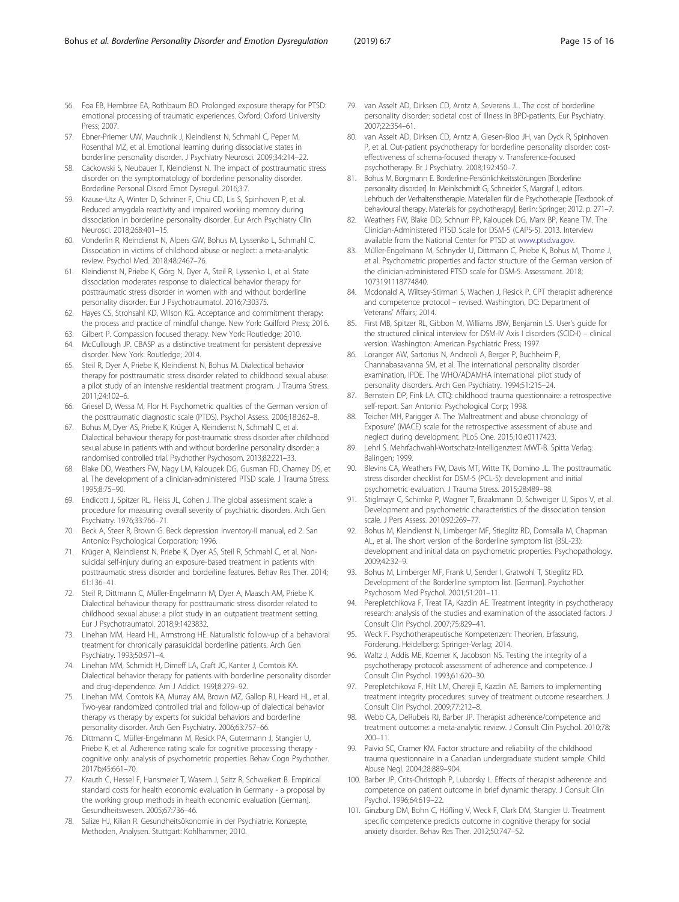56. Foa EB, Hembree EA, Rothbaum BO. Prolonged exposure therapy for PTSD: emotional processing of traumatic experiences. Oxford: Oxford University Press; 2007.
57. Ebner-Priemer UW, Mauchnik J, Kleindienst N, Schmahl C, Peper M, Rosenthal MZ, et al. Emotional learning during dissociative states in borderline personality disorder. J Psychiatry Neurosci. 2009;34:214–22.
58. Cackowski S, Neubauer T, Kleindienst N. The impact of posttraumatic stress disorder on the symptomatology of borderline personality disorder. Borderline Personal Disord Emot Dysregul. 2016;3:7.
59. Krause-Utz A, Winter D, Schriner F, Chiu CD, Lis S, Spinhoven P, et al. Reduced amygdala reactivity and impaired working memory during dissociation in borderline personality disorder. Eur Arch Psychiatry Clin Neurosci. 2018;268:401–15.
60. Vonderlin R, Kleindienst N, Alpers GW, Bohus M, Lyssenko L, Schmahl C. Dissociation in victims of childhood abuse or neglect: a meta-analytic review. Psychol Med. 2018;48:2467–76.
61. Kleindienst N, Priebe K, Görg N, Dyer A, Steil R, Lyssenko L, et al. State dissociation moderates response to dialectical behavior therapy for posttraumatic stress disorder in women with and without borderline personality disorder. Eur J Psychotraumatol. 2016;7:30375.
62. Hayes CS, Strohsahl KD, Wilson KG. Acceptance and commitment therapy: the process and practice of mindful change. New York: Guilford Press; 2016.
63. Gilbert P. Compassion focused therapy. New York: Routledge; 2010.
64. McCullough JP. CBASP as a distinctive treatment for persistent depressive disorder. New York: Routledge; 2014.
65. Steil R, Dyer A, Priebe K, Kleindienst N, Bohus M. Dialectical behavior therapy for posttraumatic stress disorder related to childhood sexual abuse: a pilot study of an intensive residential treatment program. J Trauma Stress. 2011;24:102–6.
66. Griesel D, Wessa M, Flor H. Psychometric qualities of the German version of the posttraumatic diagnostic scale (PTDS). Psychol Assess. 2006;18:262–8.
67. Bohus M, Dyer AS, Priebe K, Krüger A, Kleindienst N, Schmahl C, et al. Dialectical behaviour therapy for post-traumatic stress disorder after childhood sexual abuse in patients with and without borderline personality disorder: a randomised controlled trial. Psychother Psychosom. 2013;82:221–33.
68. Blake DD, Weathers FW, Nagy LM, Kaloupek DG, Gusman FD, Charney DS, et al. The development of a clinician-administered PTSD scale. J Trauma Stress. 1995;8:75–90.
69. Endicott J, Spitzer RL, Fleiss JL, Cohen J. The global assessment scale: a procedure for measuring overall severity of psychiatric disorders. Arch Gen Psychiatry. 1976;33:766–71.
70. Beck A, Steer R, Brown G. Beck depression inventory-II manual, ed 2. San Antonio: Psychological Corporation; 1996.
71. Krüger A, Kleindienst N, Priebe K, Dyer AS, Steil R, Schmahl C, et al. Non-suicidal self-injury during an exposure-based treatment in patients with posttraumatic stress disorder and borderline features. Behav Res Ther. 2014; 61:136–41.
72. Steil R, Dittmann C, Müller-Engelmann M, Dyer A, Maasch AM, Priebe K. Dialectical behaviour therapy for posttraumatic stress disorder related to childhood sexual abuse: a pilot study in an outpatient treatment setting. Eur J Psychotraumatol. 2018;9:1423832.
73. Linehan MM, Heard HL, Armstrong HE. Naturalistic follow-up of a behavioral treatment for chronically parasuicidal borderline patients. Arch Gen Psychiatry. 1993;50:971–4.
74. Linehan MM, Schmidt H, Dimeff LA, Craft JC, Kanter J, Comtois KA. Dialectical behavior therapy for patients with borderline personality disorder and drug-dependence. Am J Addict. 199l;8:279–92.
75. Linehan MM, Comtois KA, Murray AM, Brown MZ, Gallop RJ, Heard HL, et al. Two-year randomized controlled trial and follow-up of dialectical behavior therapy vs therapy by experts for suicidal behaviors and borderline personality disorder. Arch Gen Psychiatry. 2006;63:757–66.
76. Dittmann C, Müller-Engelmann M, Resick PA, Gutermann J, Stangier U, Priebe K, et al. Adherence rating scale for cognitive processing therapy - cognitive only: analysis of psychometric properties. Behav Cogn Psychother. 2017b;45:661–70.
77. Krauth C, Hessel F, Hansmeier T, Wasem J, Seitz R, Schweikert B. Empirical standard costs for health economic evaluation in Germany - a proposal by the working group methods in health economic evaluation [German]. Gesundheitswesen. 2005;67:736–46.
78. Salize HJ, Kilian R. Gesundheitsökonomie in der Psychiatrie. Konzepte, Methoden, Analysen. Stuttgart: Kohlhammer; 2010.
79. van Asselt AD, Dirksen CD, Arntz A, Severens JL. The cost of borderline personality disorder: societal cost of illness in BPD-patients. Eur Psychiatry. 2007;22:354–61.
80. van Asselt AD, Dirksen CD, Arntz A, Giesen-Bloo JH, van Dyck R, Spinhoven P, et al. Out-patient psychotherapy for borderline personality disorder: cost-effectiveness of schema-focused therapy v. Transference-focused psychotherapy. Br J Psychiatry. 2008;192:450–7.
81. Bohus M, Borgmann E. Borderline-Persönlichkeitsstörungen [Borderline personality disorder]. In: Meinlschmidt G, Schneider S, Margraf J, editors. Lehrbuch der Verhaltenstherapie. Materialien für die Psychotherapie [Textbook of behavioural therapy. Materials for psychotherapy]. Berlin: Springer; 2012. p. 271–7.
82. Weathers FW, Blake DD, Schnurr PP, Kaloupek DG, Marx BP, Keane TM. The Clinician-Administered PTSD Scale for DSM-5 (CAPS-5). 2013. Interview available from the National Center for PTSD at www.ptsd.va.gov.
83. Müller-Engelmann M, Schnyder U, Dittmann C, Priebe K, Bohus M, Thome J, et al. Psychometric properties and factor structure of the German version of the clinician-administered PTSD scale for DSM-5. Assessment. 2018; 1073191118774840.
84. Mcdonald A, Wiltsey-Stirman S, Wachen J, Resick P. CPT therapist adherence and competence protocol – revised. Washington, DC: Department of Veterans' Affairs; 2014.
85. First MB, Spitzer RL, Gibbon M, Williams JBW, Benjamin LS. User's guide for the structured clinical interview for DSM-IV Axis I disorders (SCID-I) – clinical version. Washington: American Psychiatric Press; 1997.
86. Loranger AW, Sartorius N, Andreoli A, Berger P, Buchheim P, Channabasavanna SM, et al. The international personality disorder examination, IPDE. The WHO/ADAMHA international pilot study of personality disorders. Arch Gen Psychiatry. 1994;51:215–24.
87. Bernstein DP, Fink LA. CTQ: childhood trauma questionnaire: a retrospective self-report. San Antonio: Psychological Corp; 1998.
88. Teicher MH, Parigger A. The 'Maltreatment and abuse chronology of Exposure' (MACE) scale for the retrospective assessment of abuse and neglect during development. PLoS One. 2015;10:e0117423.
89. Lehrl S. Mehrfachwahl-Wortschatz-Intelligenztest MWT-B. Spitta Verlag: Balingen; 1999.
90. Blevins CA, Weathers FW, Davis MT, Witte TK, Domino JL. The posttraumatic stress disorder checklist for DSM-5 (PCL-5): development and initial psychometric evaluation. J Trauma Stress. 2015;28:489–98.
91. Stiglmayr C, Schimke P, Wagner T, Braakmann D, Schweiger U, Sipos V, et al. Development and psychometric characteristics of the dissociation tension scale. J Pers Assess. 2010;92:269–77.
92. Bohus M, Kleindienst N, Limberger MF, Stieglitz RD, Domsalla M, Chapman AL, et al. The short version of the Borderline symptom list (BSL-23): development and initial data on psychometric properties. Psychopathology. 2009;42:32–9.
93. Bohus M, Limberger MF, Frank U, Sender I, Gratwohl T, Stieglitz RD. Development of the Borderline symptom list. [German]. Psychother Psychosom Med Psychol. 2001;51:201–11.
94. Perepletchikova F, Treat TA, Kazdin AE. Treatment integrity in psychotherapy research: analysis of the studies and examination of the associated factors. J Consult Clin Psychol. 2007;75:829–41.
95. Weck F. Psychotherapeutische Kompetenzen: Theorien, Erfassung, Förderung. Heidelberg: Springer-Verlag; 2014.
96. Waltz J, Addis ME, Koerner K, Jacobson NS. Testing the integrity of a psychotherapy protocol: assessment of adherence and competence. J Consult Clin Psychol. 1993;61:620–30.
97. Perepletchikova F, Hilt LM, Chereji E, Kazdin AE. Barriers to implementing treatment integrity procedures: survey of treatment outcome researchers. J Consult Clin Psychol. 2009;77:212–8.
98. Webb CA, DeRubeis RJ, Barber JP. Therapist adherence/competence and treatment outcome: a meta-analytic review. J Consult Clin Psychol. 2010;78: 200–11.
99. Paivio SC, Cramer KM. Factor structure and reliability of the childhood trauma questionnaire in a Canadian undergraduate student sample. Child Abuse Negl. 2004;28:889–904.
100. Barber JP, Crits-Christoph P, Luborsky L. Effects of therapist adherence and competence on patient outcome in brief dynamic therapy. J Consult Clin Psychol. 1996;64:619–22.
101. Ginzburg DM, Bohn C, Höfling V, Weck F, Clark DM, Stangier U. Treatment specific competence predicts outcome in cognitive therapy for social anxiety disorder. Behav Res Ther. 2012;50:747–52.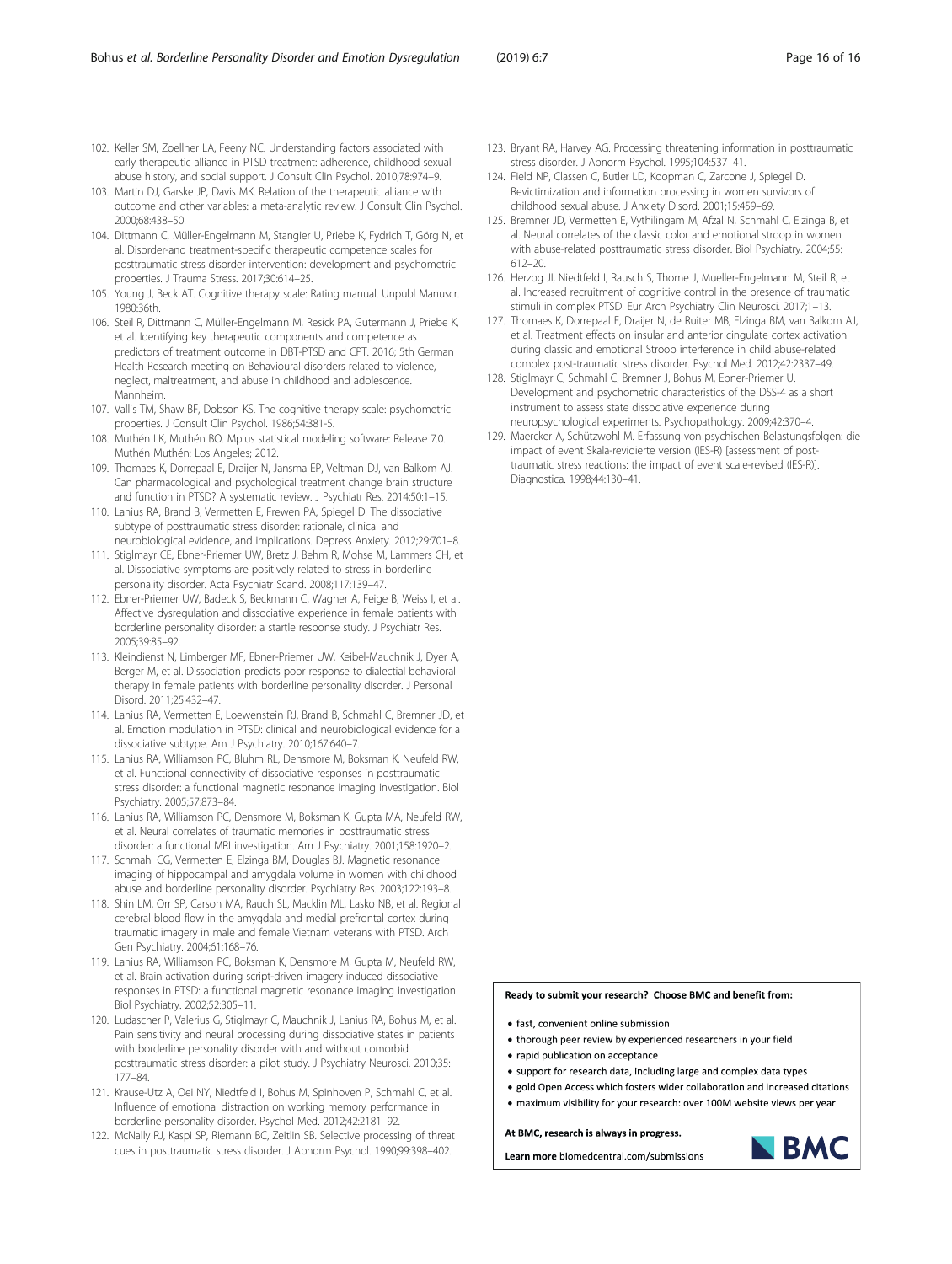102. Keller SM, Zoellner LA, Feeny NC. Understanding factors associated with early therapeutic alliance in PTSD treatment: adherence, childhood sexual abuse history, and social support. J Consult Clin Psychol. 2010;78:974–9.
103. Martin DJ, Garske JP, Davis MK. Relation of the therapeutic alliance with outcome and other variables: a meta-analytic review. J Consult Clin Psychol. 2000;68:438–50.
104. Dittmann C, Müller-Engelmann M, Stangier U, Priebe K, Fydrich T, Görg N, et al. Disorder-and treatment-specific therapeutic competence scales for posttraumatic stress disorder intervention: development and psychometric properties. J Trauma Stress. 2017;30:614–25.
105. Young J, Beck AT. Cognitive therapy scale: Rating manual. Unpubl Manuscr. 1980:36th.
106. Steil R, Dittmann C, Müller-Engelmann M, Resick PA, Gutermann J, Priebe K, et al. Identifying key therapeutic components and competence as predictors of treatment outcome in DBT-PTSD and CPT. 2016; 5th German Health Research meeting on Behavioural disorders related to violence, neglect, maltreatment, and abuse in childhood and adolescence. Mannheim.
107. Vallis TM, Shaw BF, Dobson KS. The cognitive therapy scale: psychometric properties. J Consult Clin Psychol. 1986;54:381-5.
108. Muthén LK, Muthén BO. Mplus statistical modeling software: Release 7.0. Muthén Muthén: Los Angeles; 2012.
109. Thomaes K, Dorrepaal E, Draijer N, Jansma EP, Veltman DJ, van Balkom AJ. Can pharmacological and psychological treatment change brain structure and function in PTSD? A systematic review. J Psychiatr Res. 2014;50:1–15.
110. Lanius RA, Brand B, Vermetten E, Frewen PA, Spiegel D. The dissociative subtype of posttraumatic stress disorder: rationale, clinical and neurobiological evidence, and implications. Depress Anxiety. 2012;29:701–8.
111. Stiglmayr CE, Ebner-Priemer UW, Bretz J, Behm R, Mohse M, Lammers CH, et al. Dissociative symptoms are positively related to stress in borderline personality disorder. Acta Psychiatr Scand. 2008;117:139–47.
112. Ebner-Priemer UW, Badeck S, Beckmann C, Wagner A, Feige B, Weiss I, et al. Affective dysregulation and dissociative experience in female patients with borderline personality disorder: a startle response study. J Psychiatr Res. 2005;39:85–92.
113. Kleindienst N, Limberger MF, Ebner-Priemer UW, Keibel-Mauchnik J, Dyer A, Berger M, et al. Dissociation predicts poor response to dialectial behavioral therapy in female patients with borderline personality disorder. J Personal Disord. 2011;25:432–47.
114. Lanius RA, Vermetten E, Loewenstein RJ, Brand B, Schmahl C, Bremner JD, et al. Emotion modulation in PTSD: clinical and neurobiological evidence for a dissociative subtype. Am J Psychiatry. 2010;167:640–7.
115. Lanius RA, Williamson PC, Bluhm RL, Densmore M, Boksman K, Neufeld RW, et al. Functional connectivity of dissociative responses in posttraumatic stress disorder: a functional magnetic resonance imaging investigation. Biol Psychiatry. 2005;57:873–84.
116. Lanius RA, Williamson PC, Densmore M, Boksman K, Gupta MA, Neufeld RW, et al. Neural correlates of traumatic memories in posttraumatic stress disorder: a functional MRI investigation. Am J Psychiatry. 2001;158:1920–2.
117. Schmahl CG, Vermetten E, Elzinga BM, Douglas BJ. Magnetic resonance imaging of hippocampal and amygdala volume in women with childhood abuse and borderline personality disorder. Psychiatry Res. 2003;122:193–8.
118. Shin LM, Orr SP, Carson MA, Rauch SL, Macklin ML, Lasko NB, et al. Regional cerebral blood flow in the amygdala and medial prefrontal cortex during traumatic imagery in male and female Vietnam veterans with PTSD. Arch Gen Psychiatry. 2004;61:168–76.
119. Lanius RA, Williamson PC, Boksman K, Densmore M, Gupta M, Neufeld RW, et al. Brain activation during script-driven imagery induced dissociative responses in PTSD: a functional magnetic resonance imaging investigation. Biol Psychiatry. 2002;52:305–11.
120. Ludascher P, Valerius G, Stiglmayr C, Mauchnik J, Lanius RA, Bohus M, et al. Pain sensitivity and neural processing during dissociative states in patients with borderline personality disorder with and without comorbid posttraumatic stress disorder: a pilot study. J Psychiatry Neurosci. 2010;35: 177–84.
121. Krause-Utz A, Oei NY, Niedtfeld I, Bohus M, Spinhoven P, Schmahl C, et al. Influence of emotional distraction on working memory performance in borderline personality disorder. Psychol Med. 2012;42:2181–92.
122. McNally RJ, Kaspi SP, Riemann BC, Zeitlin SB. Selective processing of threat cues in posttraumatic stress disorder. J Abnorm Psychol. 1990;99:398–402.
123. Bryant RA, Harvey AG. Processing threatening information in posttraumatic stress disorder. J Abnorm Psychol. 1995;104:537–41.
124. Field NP, Classen C, Butler LD, Koopman C, Zarcone J, Spiegel D. Revictimization and information processing in women survivors of childhood sexual abuse. J Anxiety Disord. 2001;15:459–69.
125. Bremner JD, Vermetten E, Vythilingam M, Afzal N, Schmahl C, Elzinga B, et al. Neural correlates of the classic color and emotional stroop in women with abuse-related posttraumatic stress disorder. Biol Psychiatry. 2004;55: 612–20.
126. Herzog JI, Niedtfeld I, Rausch S, Thome J, Mueller-Engelmann M, Steil R, et al. Increased recruitment of cognitive control in the presence of traumatic stimuli in complex PTSD. Eur Arch Psychiatry Clin Neurosci. 2017;1–13.
127. Thomaes K, Dorrepaal E, Draijer N, de Ruiter MB, Elzinga BM, van Balkom AJ, et al. Treatment effects on insular and anterior cingulate cortex activation during classic and emotional Stroop interference in child abuse-related complex post-traumatic stress disorder. Psychol Med. 2012;42:2337–49.
128. Stiglmayr C, Schmahl C, Bremner J, Bohus M, Ebner-Priemer U. Development and psychometric characteristics of the DSS-4 as a short instrument to assess state dissociative experience during neuropsychological experiments. Psychopathology. 2009;42:370–4.
129. Maercker A, Schützwohl M. Erfassung von psychischen Belastungsfolgen: die impact of event Skala-revidierte version (IES-R) [assessment of post-traumatic stress reactions: the impact of event scale-revised (IES-R)]. Diagnostica. 1998;44:130–41.

**Ready to submit your research? Choose BMC and benefit from:**

- fast, convenient online submission
- thorough peer review by experienced researchers in your field
- rapid publication on acceptance
- support for research data, including large and complex data types
- gold Open Access which fosters wider collaboration and increased citations
- maximum visibility for your research: over 100M website views per year

**At BMC, research is always in progress.**

**Learn more** biomedcentral.com/submissions

BMC